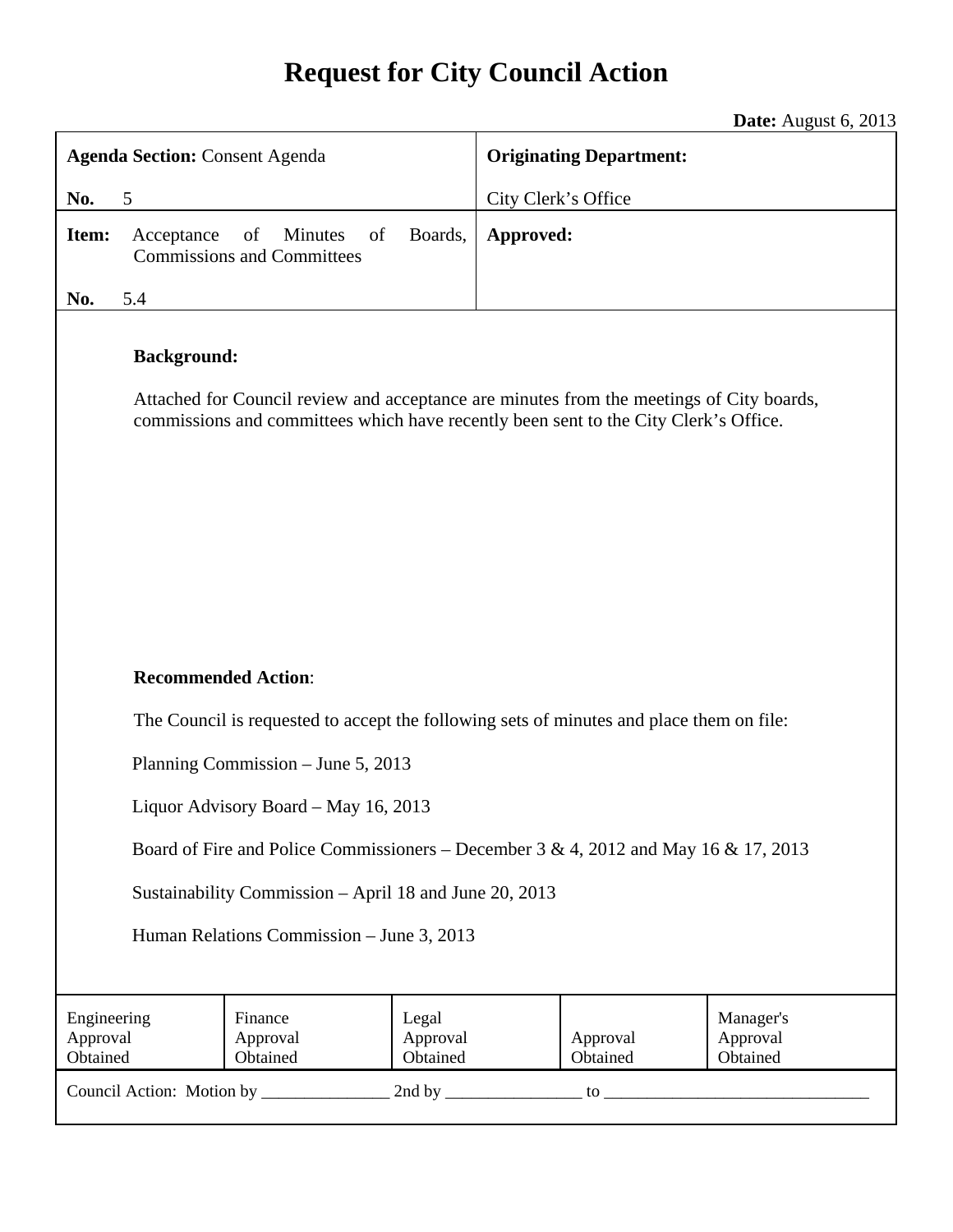# Request for City Council Action

**Date:** August 6, 2013

| **Agenda Section:** Consent Agenda<br>**No.** 5 | **Originating Department:**<br>City Clerk's Office |
|---|---|
| **Item:** Acceptance of Minutes of Boards, Commissions and Committees<br>**No.** 5.4 | **Approved:** |

**Background:**

Attached for Council review and acceptance are minutes from the meetings of City boards, commissions and committees which have recently been sent to the City Clerk's Office.

**Recommended Action**:

The Council is requested to accept the following sets of minutes and place them on file:

Planning Commission – June 5, 2013

Liquor Advisory Board – May 16, 2013

Board of Fire and Police Commissioners – December 3 & 4, 2012 and May 16 & 17, 2013

Sustainability Commission – April 18 and June 20, 2013

Human Relations Commission – June 3, 2013

| Engineering Approval Obtained | Finance Approval Obtained | Legal Approval Obtained | Approval Obtained | Manager's Approval Obtained |
|---|---|---|---|---|

Council Action: Motion by _______________ 2nd by ________________ to _______________________________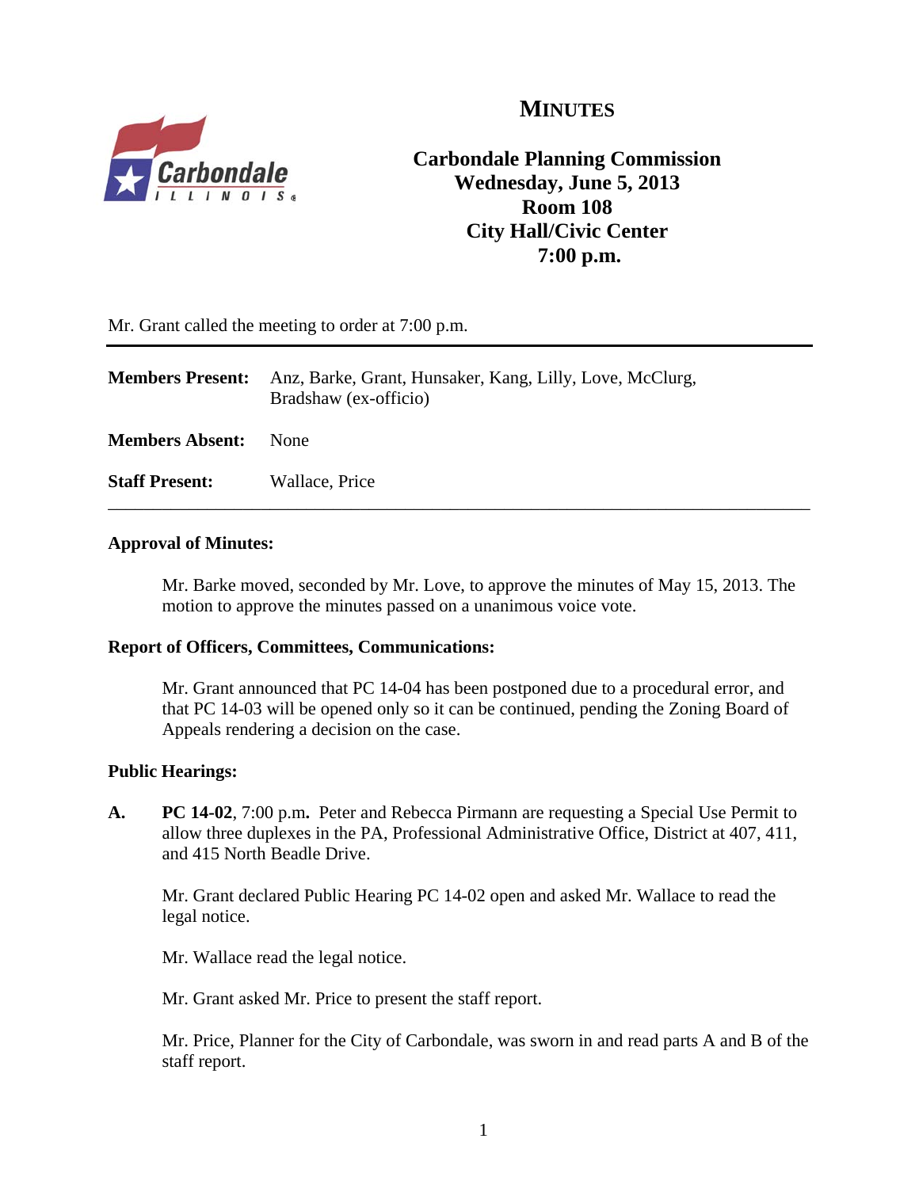# MINUTES

**Carbondale Planning Commission**
**Wednesday, June 5, 2013**
**Room 108**
**City Hall/Civic Center**
**7:00 p.m.**

Mr. Grant called the meeting to order at 7:00 p.m.

---

**Members Present:** Anz, Barke, Grant, Hunsaker, Kang, Lilly, Love, McClurg, Bradshaw (ex-officio)

**Members Absent:** None

**Staff Present:** Wallace, Price

---

**Approval of Minutes:**

Mr. Barke moved, seconded by Mr. Love, to approve the minutes of May 15, 2013. The motion to approve the minutes passed on a unanimous voice vote.

**Report of Officers, Committees, Communications:**

Mr. Grant announced that PC 14-04 has been postponed due to a procedural error, and that PC 14-03 will be opened only so it can be continued, pending the Zoning Board of Appeals rendering a decision on the case.

**Public Hearings:**

**A.** **PC 14-02**, 7:00 p.m**.** Peter and Rebecca Pirmann are requesting a Special Use Permit to allow three duplexes in the PA, Professional Administrative Office, District at 407, 411, and 415 North Beadle Drive.

Mr. Grant declared Public Hearing PC 14-02 open and asked Mr. Wallace to read the legal notice.

Mr. Wallace read the legal notice.

Mr. Grant asked Mr. Price to present the staff report.

Mr. Price, Planner for the City of Carbondale, was sworn in and read parts A and B of the staff report.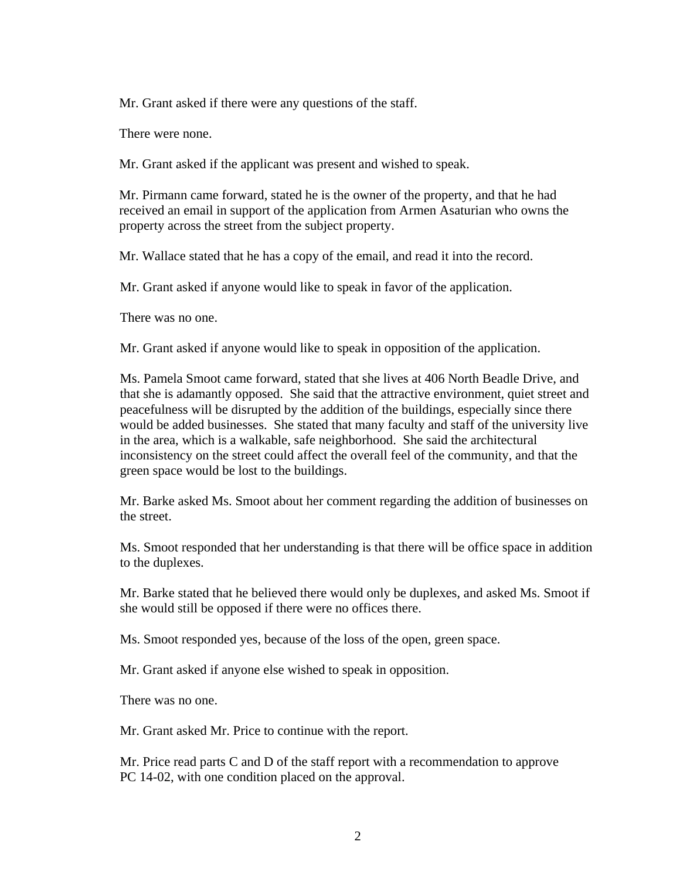Mr. Grant asked if there were any questions of the staff.

There were none.

Mr. Grant asked if the applicant was present and wished to speak.

Mr. Pirmann came forward, stated he is the owner of the property, and that he had received an email in support of the application from Armen Asaturian who owns the property across the street from the subject property.

Mr. Wallace stated that he has a copy of the email, and read it into the record.

Mr. Grant asked if anyone would like to speak in favor of the application.

There was no one.

Mr. Grant asked if anyone would like to speak in opposition of the application.

Ms. Pamela Smoot came forward, stated that she lives at 406 North Beadle Drive, and that she is adamantly opposed. She said that the attractive environment, quiet street and peacefulness will be disrupted by the addition of the buildings, especially since there would be added businesses. She stated that many faculty and staff of the university live in the area, which is a walkable, safe neighborhood. She said the architectural inconsistency on the street could affect the overall feel of the community, and that the green space would be lost to the buildings.

Mr. Barke asked Ms. Smoot about her comment regarding the addition of businesses on the street.

Ms. Smoot responded that her understanding is that there will be office space in addition to the duplexes.

Mr. Barke stated that he believed there would only be duplexes, and asked Ms. Smoot if she would still be opposed if there were no offices there.

Ms. Smoot responded yes, because of the loss of the open, green space.

Mr. Grant asked if anyone else wished to speak in opposition.

There was no one.

Mr. Grant asked Mr. Price to continue with the report.

Mr. Price read parts C and D of the staff report with a recommendation to approve PC 14-02, with one condition placed on the approval.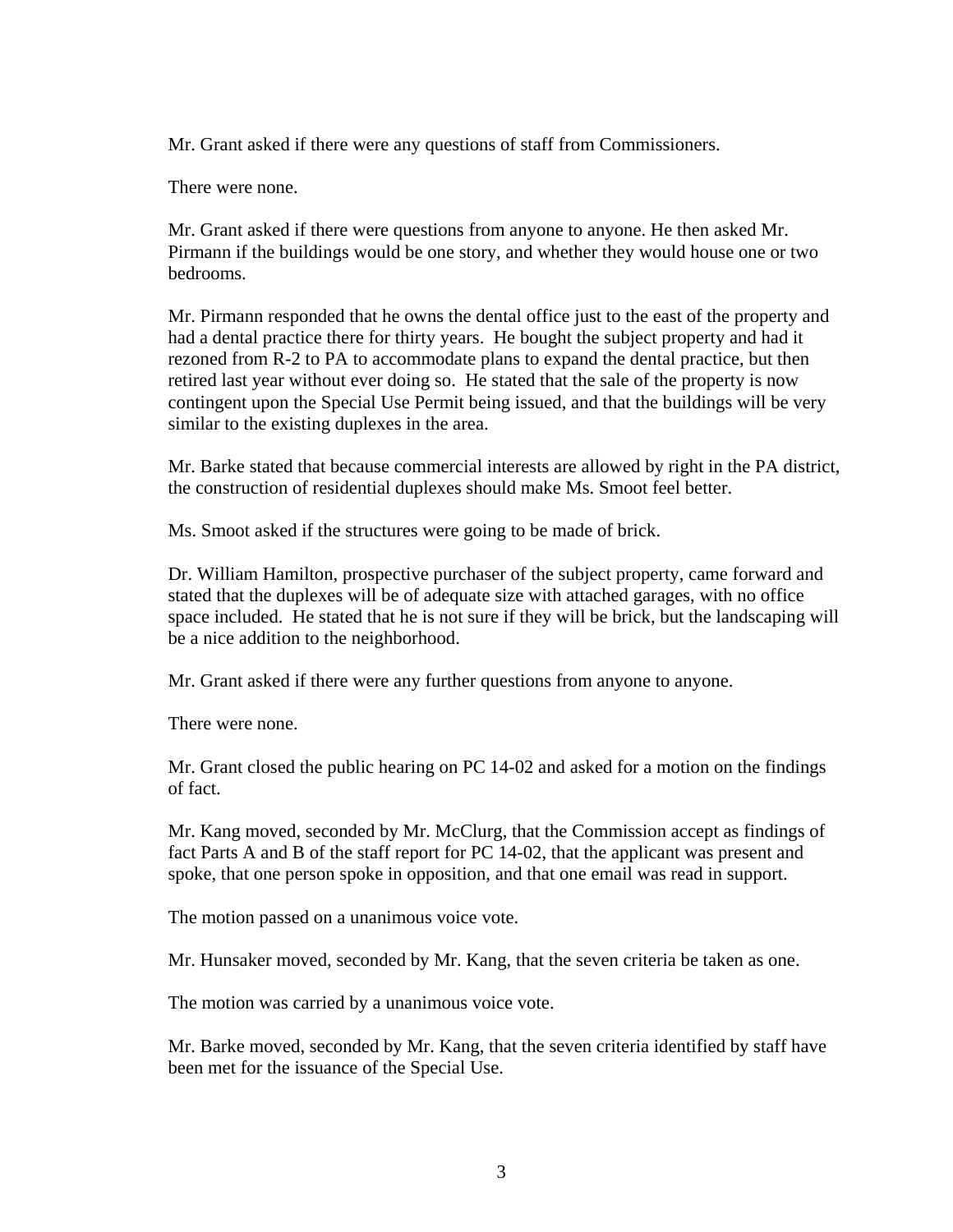Mr. Grant asked if there were any questions of staff from Commissioners.

There were none.

Mr. Grant asked if there were questions from anyone to anyone. He then asked Mr. Pirmann if the buildings would be one story, and whether they would house one or two bedrooms.

Mr. Pirmann responded that he owns the dental office just to the east of the property and had a dental practice there for thirty years. He bought the subject property and had it rezoned from R-2 to PA to accommodate plans to expand the dental practice, but then retired last year without ever doing so. He stated that the sale of the property is now contingent upon the Special Use Permit being issued, and that the buildings will be very similar to the existing duplexes in the area.

Mr. Barke stated that because commercial interests are allowed by right in the PA district, the construction of residential duplexes should make Ms. Smoot feel better.

Ms. Smoot asked if the structures were going to be made of brick.

Dr. William Hamilton, prospective purchaser of the subject property, came forward and stated that the duplexes will be of adequate size with attached garages, with no office space included. He stated that he is not sure if they will be brick, but the landscaping will be a nice addition to the neighborhood.

Mr. Grant asked if there were any further questions from anyone to anyone.

There were none.

Mr. Grant closed the public hearing on PC 14-02 and asked for a motion on the findings of fact.

Mr. Kang moved, seconded by Mr. McClurg, that the Commission accept as findings of fact Parts A and B of the staff report for PC 14-02, that the applicant was present and spoke, that one person spoke in opposition, and that one email was read in support.

The motion passed on a unanimous voice vote.

Mr. Hunsaker moved, seconded by Mr. Kang, that the seven criteria be taken as one.

The motion was carried by a unanimous voice vote.

Mr. Barke moved, seconded by Mr. Kang, that the seven criteria identified by staff have been met for the issuance of the Special Use.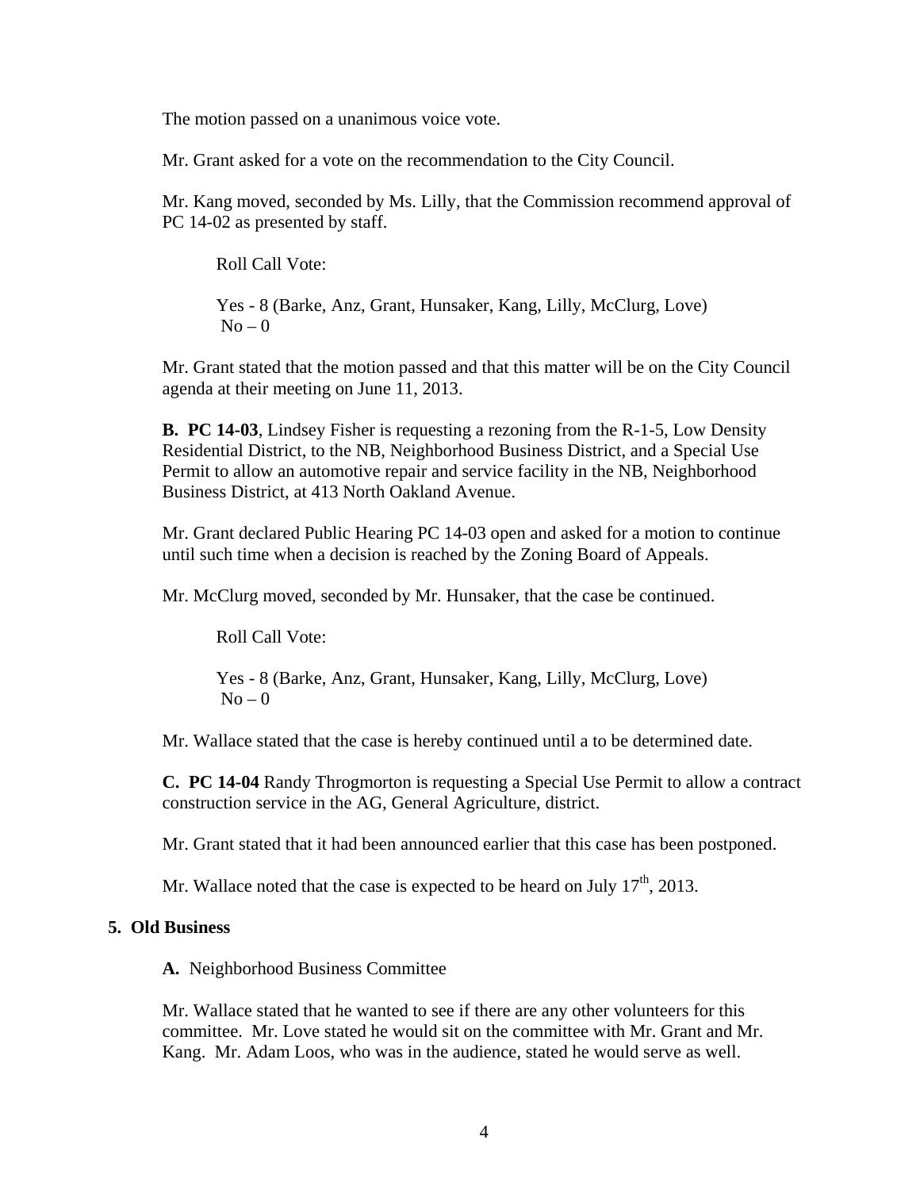The motion passed on a unanimous voice vote.

Mr. Grant asked for a vote on the recommendation to the City Council.

Mr. Kang moved, seconded by Ms. Lilly, that the Commission recommend approval of PC 14-02 as presented by staff.

Roll Call Vote:

Yes - 8 (Barke, Anz, Grant, Hunsaker, Kang, Lilly, McClurg, Love)
No – 0

Mr. Grant stated that the motion passed and that this matter will be on the City Council agenda at their meeting on June 11, 2013.

**B. PC 14-03**, Lindsey Fisher is requesting a rezoning from the R-1-5, Low Density Residential District, to the NB, Neighborhood Business District, and a Special Use Permit to allow an automotive repair and service facility in the NB, Neighborhood Business District, at 413 North Oakland Avenue.

Mr. Grant declared Public Hearing PC 14-03 open and asked for a motion to continue until such time when a decision is reached by the Zoning Board of Appeals.

Mr. McClurg moved, seconded by Mr. Hunsaker, that the case be continued.

Roll Call Vote:

Yes - 8 (Barke, Anz, Grant, Hunsaker, Kang, Lilly, McClurg, Love)
No – 0

Mr. Wallace stated that the case is hereby continued until a to be determined date.

**C. PC 14-04** Randy Throgmorton is requesting a Special Use Permit to allow a contract construction service in the AG, General Agriculture, district.

Mr. Grant stated that it had been announced earlier that this case has been postponed.

Mr. Wallace noted that the case is expected to be heard on July 17th, 2013.

## 5. Old Business

**A.** Neighborhood Business Committee

Mr. Wallace stated that he wanted to see if there are any other volunteers for this committee. Mr. Love stated he would sit on the committee with Mr. Grant and Mr. Kang. Mr. Adam Loos, who was in the audience, stated he would serve as well.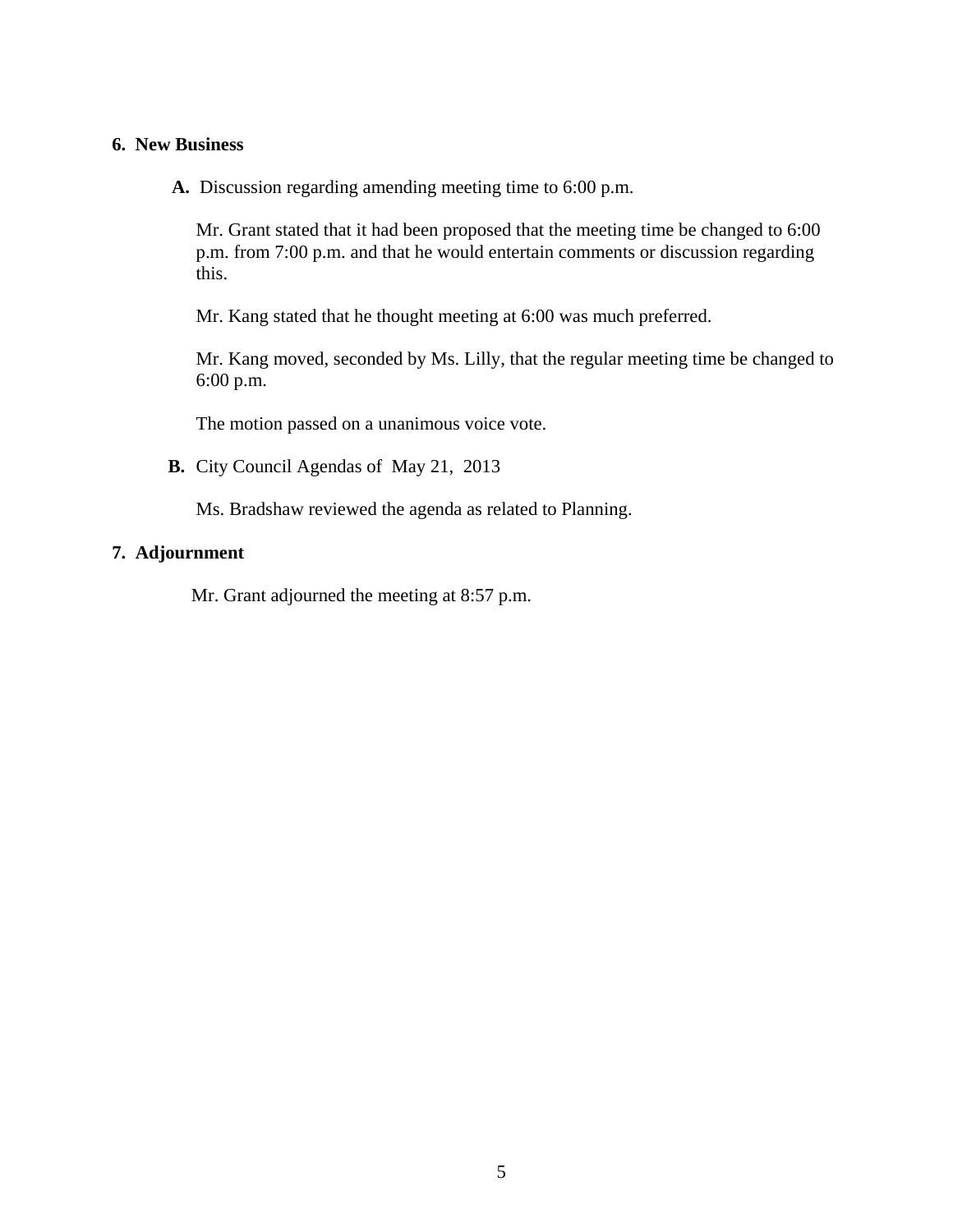**6. New Business**

**A.** Discussion regarding amending meeting time to 6:00 p.m.

Mr. Grant stated that it had been proposed that the meeting time be changed to 6:00 p.m. from 7:00 p.m. and that he would entertain comments or discussion regarding this.

Mr. Kang stated that he thought meeting at 6:00 was much preferred.

Mr. Kang moved, seconded by Ms. Lilly, that the regular meeting time be changed to 6:00 p.m.

The motion passed on a unanimous voice vote.

**B.** City Council Agendas of May 21, 2013

Ms. Bradshaw reviewed the agenda as related to Planning.

**7. Adjournment**

Mr. Grant adjourned the meeting at 8:57 p.m.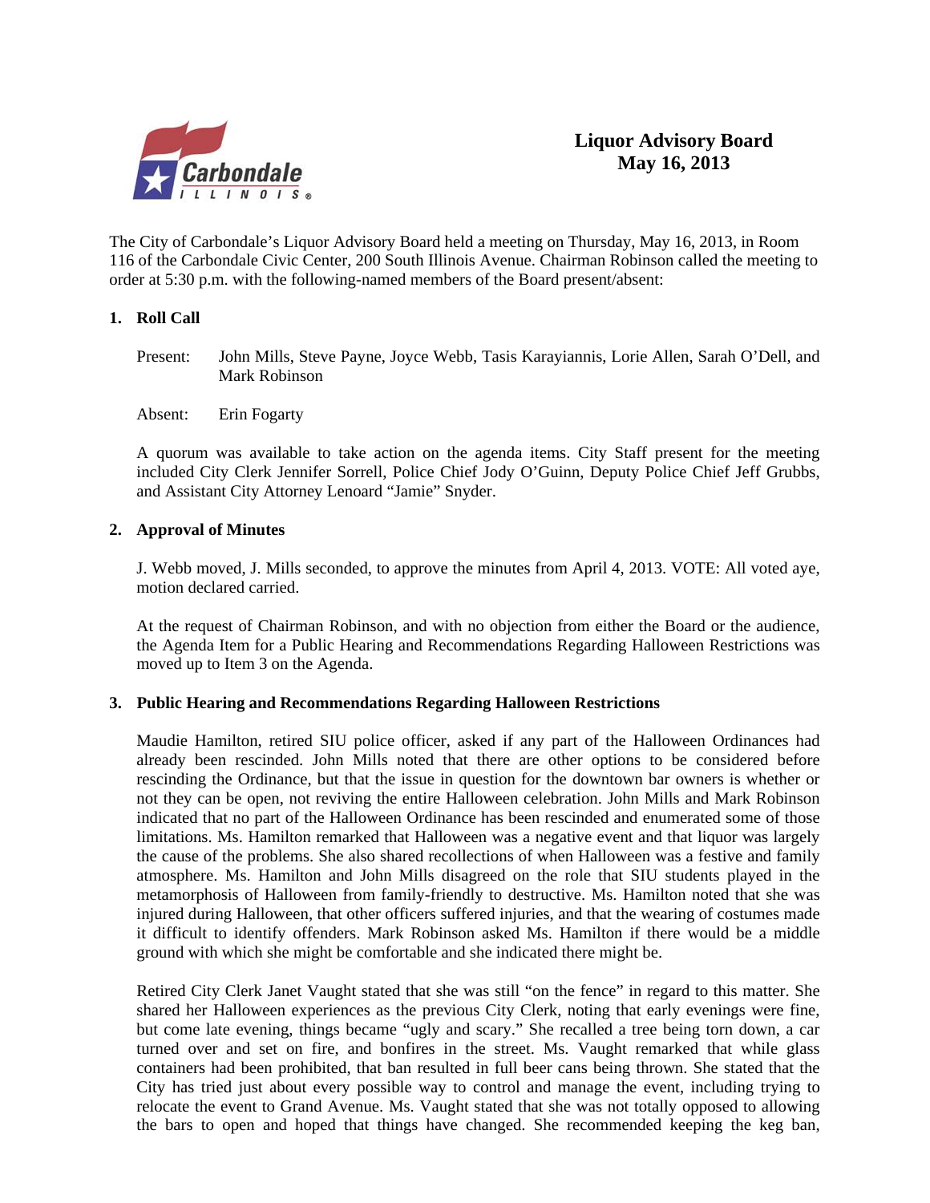# Liquor Advisory Board
## May 16, 2013

The City of Carbondale's Liquor Advisory Board held a meeting on Thursday, May 16, 2013, in Room 116 of the Carbondale Civic Center, 200 South Illinois Avenue. Chairman Robinson called the meeting to order at 5:30 p.m. with the following-named members of the Board present/absent:

### 1. Roll Call

Present: John Mills, Steve Payne, Joyce Webb, Tasis Karayiannis, Lorie Allen, Sarah O'Dell, and Mark Robinson

Absent: Erin Fogarty

A quorum was available to take action on the agenda items. City Staff present for the meeting included City Clerk Jennifer Sorrell, Police Chief Jody O'Guinn, Deputy Police Chief Jeff Grubbs, and Assistant City Attorney Lenoard "Jamie" Snyder.

### 2. Approval of Minutes

J. Webb moved, J. Mills seconded, to approve the minutes from April 4, 2013. VOTE: All voted aye, motion declared carried.

At the request of Chairman Robinson, and with no objection from either the Board or the audience, the Agenda Item for a Public Hearing and Recommendations Regarding Halloween Restrictions was moved up to Item 3 on the Agenda.

### 3. Public Hearing and Recommendations Regarding Halloween Restrictions

Maudie Hamilton, retired SIU police officer, asked if any part of the Halloween Ordinances had already been rescinded. John Mills noted that there are other options to be considered before rescinding the Ordinance, but that the issue in question for the downtown bar owners is whether or not they can be open, not reviving the entire Halloween celebration. John Mills and Mark Robinson indicated that no part of the Halloween Ordinance has been rescinded and enumerated some of those limitations. Ms. Hamilton remarked that Halloween was a negative event and that liquor was largely the cause of the problems. She also shared recollections of when Halloween was a festive and family atmosphere. Ms. Hamilton and John Mills disagreed on the role that SIU students played in the metamorphosis of Halloween from family-friendly to destructive. Ms. Hamilton noted that she was injured during Halloween, that other officers suffered injuries, and that the wearing of costumes made it difficult to identify offenders. Mark Robinson asked Ms. Hamilton if there would be a middle ground with which she might be comfortable and she indicated there might be.

Retired City Clerk Janet Vaught stated that she was still "on the fence" in regard to this matter. She shared her Halloween experiences as the previous City Clerk, noting that early evenings were fine, but come late evening, things became "ugly and scary." She recalled a tree being torn down, a car turned over and set on fire, and bonfires in the street. Ms. Vaught remarked that while glass containers had been prohibited, that ban resulted in full beer cans being thrown. She stated that the City has tried just about every possible way to control and manage the event, including trying to relocate the event to Grand Avenue. Ms. Vaught stated that she was not totally opposed to allowing the bars to open and hoped that things have changed. She recommended keeping the keg ban,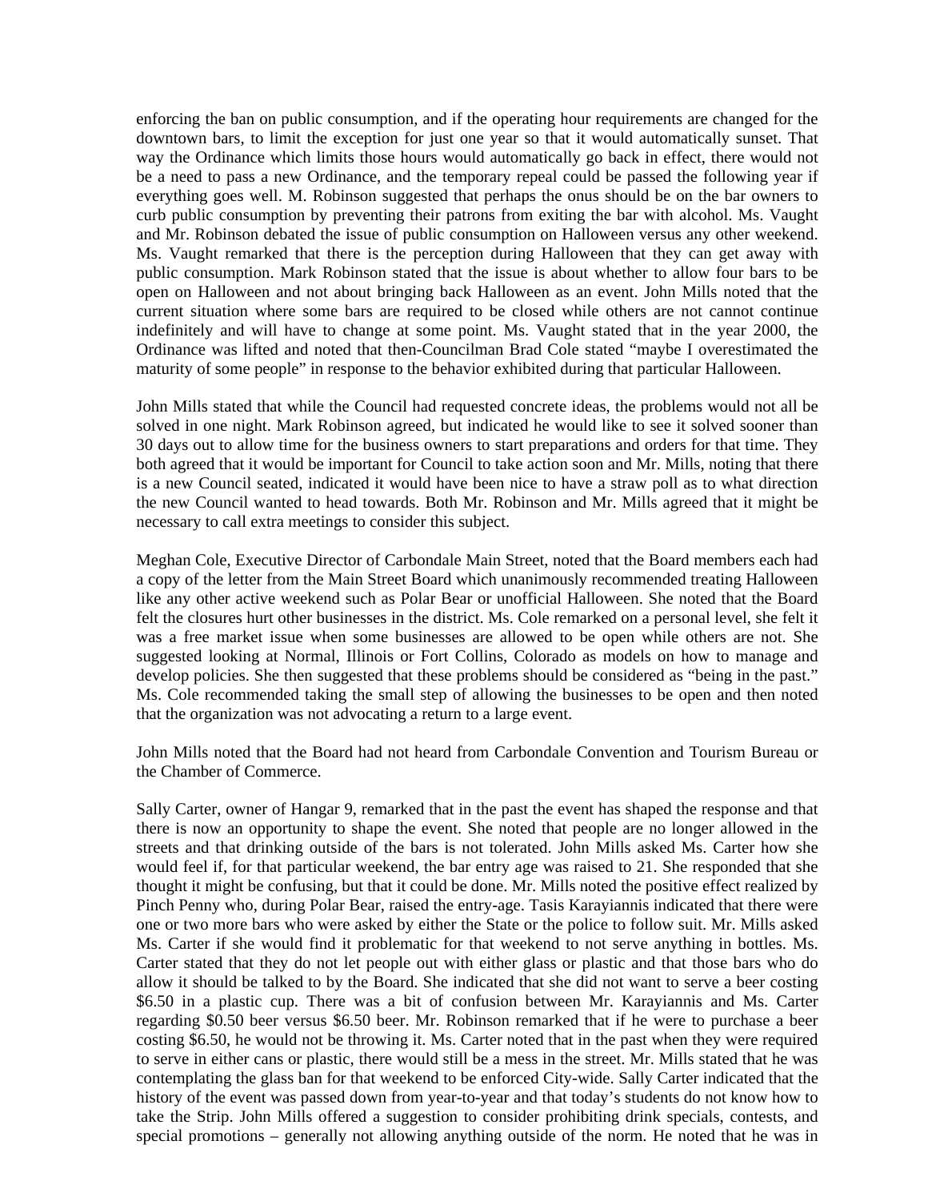enforcing the ban on public consumption, and if the operating hour requirements are changed for the downtown bars, to limit the exception for just one year so that it would automatically sunset. That way the Ordinance which limits those hours would automatically go back in effect, there would not be a need to pass a new Ordinance, and the temporary repeal could be passed the following year if everything goes well. M. Robinson suggested that perhaps the onus should be on the bar owners to curb public consumption by preventing their patrons from exiting the bar with alcohol. Ms. Vaught and Mr. Robinson debated the issue of public consumption on Halloween versus any other weekend. Ms. Vaught remarked that there is the perception during Halloween that they can get away with public consumption. Mark Robinson stated that the issue is about whether to allow four bars to be open on Halloween and not about bringing back Halloween as an event. John Mills noted that the current situation where some bars are required to be closed while others are not cannot continue indefinitely and will have to change at some point. Ms. Vaught stated that in the year 2000, the Ordinance was lifted and noted that then-Councilman Brad Cole stated "maybe I overestimated the maturity of some people" in response to the behavior exhibited during that particular Halloween.

John Mills stated that while the Council had requested concrete ideas, the problems would not all be solved in one night. Mark Robinson agreed, but indicated he would like to see it solved sooner than 30 days out to allow time for the business owners to start preparations and orders for that time. They both agreed that it would be important for Council to take action soon and Mr. Mills, noting that there is a new Council seated, indicated it would have been nice to have a straw poll as to what direction the new Council wanted to head towards. Both Mr. Robinson and Mr. Mills agreed that it might be necessary to call extra meetings to consider this subject.

Meghan Cole, Executive Director of Carbondale Main Street, noted that the Board members each had a copy of the letter from the Main Street Board which unanimously recommended treating Halloween like any other active weekend such as Polar Bear or unofficial Halloween. She noted that the Board felt the closures hurt other businesses in the district. Ms. Cole remarked on a personal level, she felt it was a free market issue when some businesses are allowed to be open while others are not. She suggested looking at Normal, Illinois or Fort Collins, Colorado as models on how to manage and develop policies. She then suggested that these problems should be considered as "being in the past." Ms. Cole recommended taking the small step of allowing the businesses to be open and then noted that the organization was not advocating a return to a large event.

John Mills noted that the Board had not heard from Carbondale Convention and Tourism Bureau or the Chamber of Commerce.

Sally Carter, owner of Hangar 9, remarked that in the past the event has shaped the response and that there is now an opportunity to shape the event. She noted that people are no longer allowed in the streets and that drinking outside of the bars is not tolerated. John Mills asked Ms. Carter how she would feel if, for that particular weekend, the bar entry age was raised to 21. She responded that she thought it might be confusing, but that it could be done. Mr. Mills noted the positive effect realized by Pinch Penny who, during Polar Bear, raised the entry-age. Tasis Karayiannis indicated that there were one or two more bars who were asked by either the State or the police to follow suit. Mr. Mills asked Ms. Carter if she would find it problematic for that weekend to not serve anything in bottles. Ms. Carter stated that they do not let people out with either glass or plastic and that those bars who do allow it should be talked to by the Board. She indicated that she did not want to serve a beer costing \$6.50 in a plastic cup. There was a bit of confusion between Mr. Karayiannis and Ms. Carter regarding \$0.50 beer versus \$6.50 beer. Mr. Robinson remarked that if he were to purchase a beer costing \$6.50, he would not be throwing it. Ms. Carter noted that in the past when they were required to serve in either cans or plastic, there would still be a mess in the street. Mr. Mills stated that he was contemplating the glass ban for that weekend to be enforced City-wide. Sally Carter indicated that the history of the event was passed down from year-to-year and that today's students do not know how to take the Strip. John Mills offered a suggestion to consider prohibiting drink specials, contests, and special promotions – generally not allowing anything outside of the norm. He noted that he was in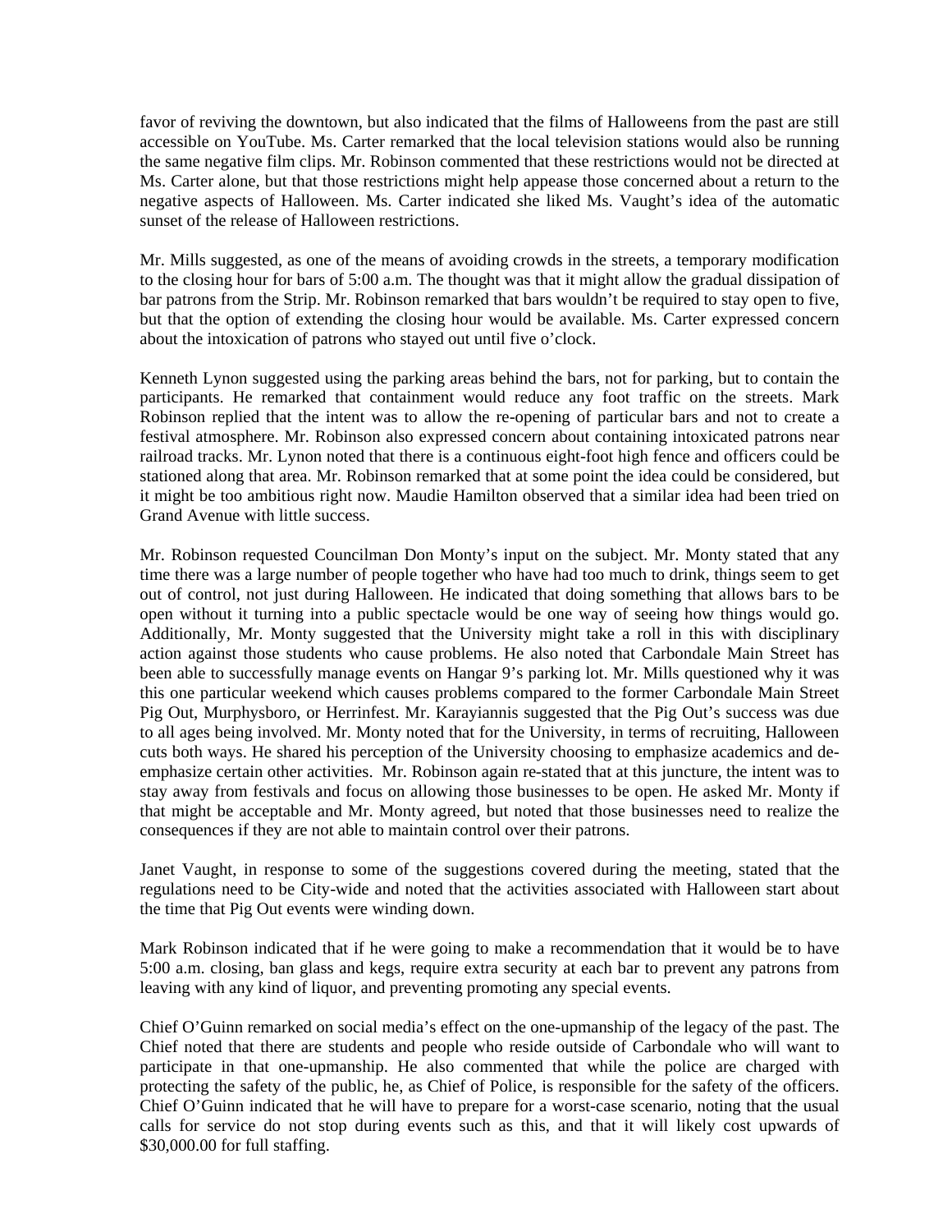favor of reviving the downtown, but also indicated that the films of Halloweens from the past are still accessible on YouTube. Ms. Carter remarked that the local television stations would also be running the same negative film clips. Mr. Robinson commented that these restrictions would not be directed at Ms. Carter alone, but that those restrictions might help appease those concerned about a return to the negative aspects of Halloween. Ms. Carter indicated she liked Ms. Vaught's idea of the automatic sunset of the release of Halloween restrictions.

Mr. Mills suggested, as one of the means of avoiding crowds in the streets, a temporary modification to the closing hour for bars of 5:00 a.m. The thought was that it might allow the gradual dissipation of bar patrons from the Strip. Mr. Robinson remarked that bars wouldn't be required to stay open to five, but that the option of extending the closing hour would be available. Ms. Carter expressed concern about the intoxication of patrons who stayed out until five o'clock.

Kenneth Lynon suggested using the parking areas behind the bars, not for parking, but to contain the participants. He remarked that containment would reduce any foot traffic on the streets. Mark Robinson replied that the intent was to allow the re-opening of particular bars and not to create a festival atmosphere. Mr. Robinson also expressed concern about containing intoxicated patrons near railroad tracks. Mr. Lynon noted that there is a continuous eight-foot high fence and officers could be stationed along that area. Mr. Robinson remarked that at some point the idea could be considered, but it might be too ambitious right now. Maudie Hamilton observed that a similar idea had been tried on Grand Avenue with little success.

Mr. Robinson requested Councilman Don Monty's input on the subject. Mr. Monty stated that any time there was a large number of people together who have had too much to drink, things seem to get out of control, not just during Halloween. He indicated that doing something that allows bars to be open without it turning into a public spectacle would be one way of seeing how things would go. Additionally, Mr. Monty suggested that the University might take a roll in this with disciplinary action against those students who cause problems. He also noted that Carbondale Main Street has been able to successfully manage events on Hangar 9's parking lot. Mr. Mills questioned why it was this one particular weekend which causes problems compared to the former Carbondale Main Street Pig Out, Murphysboro, or Herrinfest. Mr. Karayiannis suggested that the Pig Out's success was due to all ages being involved. Mr. Monty noted that for the University, in terms of recruiting, Halloween cuts both ways. He shared his perception of the University choosing to emphasize academics and de-emphasize certain other activities. Mr. Robinson again re-stated that at this juncture, the intent was to stay away from festivals and focus on allowing those businesses to be open. He asked Mr. Monty if that might be acceptable and Mr. Monty agreed, but noted that those businesses need to realize the consequences if they are not able to maintain control over their patrons.

Janet Vaught, in response to some of the suggestions covered during the meeting, stated that the regulations need to be City-wide and noted that the activities associated with Halloween start about the time that Pig Out events were winding down.

Mark Robinson indicated that if he were going to make a recommendation that it would be to have 5:00 a.m. closing, ban glass and kegs, require extra security at each bar to prevent any patrons from leaving with any kind of liquor, and preventing promoting any special events.

Chief O'Guinn remarked on social media's effect on the one-upmanship of the legacy of the past. The Chief noted that there are students and people who reside outside of Carbondale who will want to participate in that one-upmanship. He also commented that while the police are charged with protecting the safety of the public, he, as Chief of Police, is responsible for the safety of the officers. Chief O'Guinn indicated that he will have to prepare for a worst-case scenario, noting that the usual calls for service do not stop during events such as this, and that it will likely cost upwards of $30,000.00 for full staffing.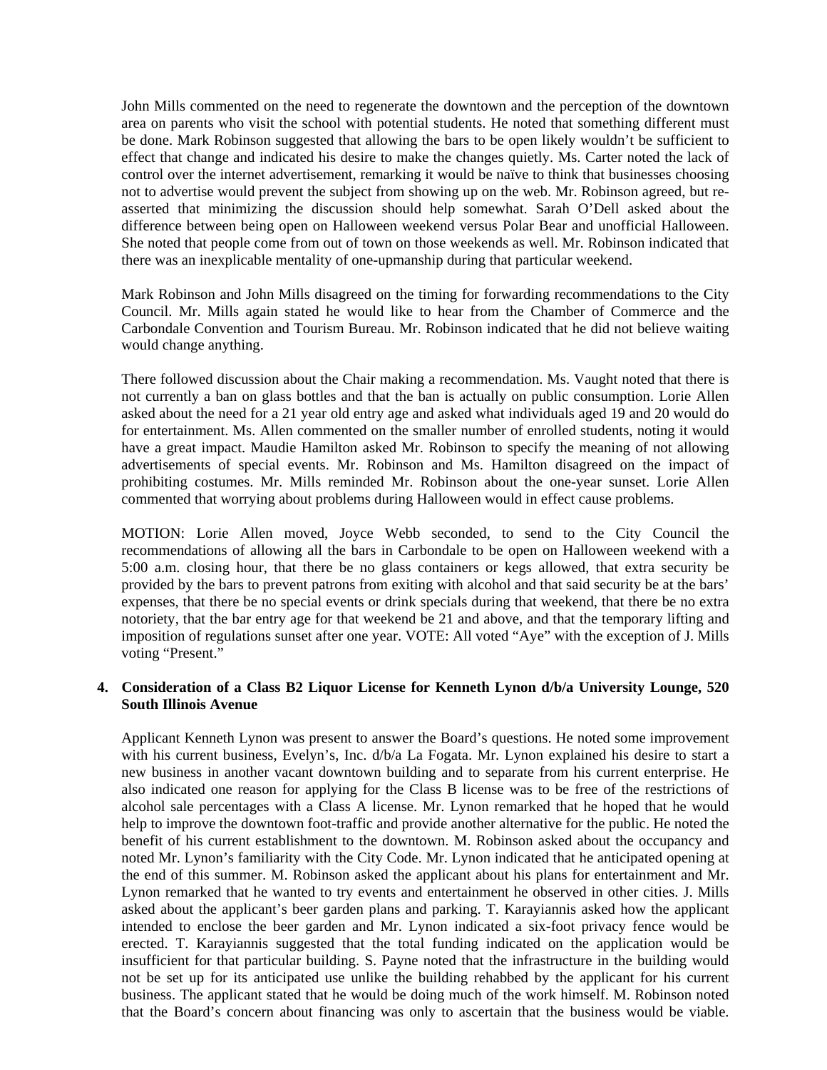John Mills commented on the need to regenerate the downtown and the perception of the downtown area on parents who visit the school with potential students. He noted that something different must be done. Mark Robinson suggested that allowing the bars to be open likely wouldn't be sufficient to effect that change and indicated his desire to make the changes quietly. Ms. Carter noted the lack of control over the internet advertisement, remarking it would be naïve to think that businesses choosing not to advertise would prevent the subject from showing up on the web. Mr. Robinson agreed, but re-asserted that minimizing the discussion should help somewhat. Sarah O'Dell asked about the difference between being open on Halloween weekend versus Polar Bear and unofficial Halloween. She noted that people come from out of town on those weekends as well. Mr. Robinson indicated that there was an inexplicable mentality of one-upmanship during that particular weekend.

Mark Robinson and John Mills disagreed on the timing for forwarding recommendations to the City Council. Mr. Mills again stated he would like to hear from the Chamber of Commerce and the Carbondale Convention and Tourism Bureau. Mr. Robinson indicated that he did not believe waiting would change anything.

There followed discussion about the Chair making a recommendation. Ms. Vaught noted that there is not currently a ban on glass bottles and that the ban is actually on public consumption. Lorie Allen asked about the need for a 21 year old entry age and asked what individuals aged 19 and 20 would do for entertainment. Ms. Allen commented on the smaller number of enrolled students, noting it would have a great impact. Maudie Hamilton asked Mr. Robinson to specify the meaning of not allowing advertisements of special events. Mr. Robinson and Ms. Hamilton disagreed on the impact of prohibiting costumes. Mr. Mills reminded Mr. Robinson about the one-year sunset. Lorie Allen commented that worrying about problems during Halloween would in effect cause problems.

MOTION: Lorie Allen moved, Joyce Webb seconded, to send to the City Council the recommendations of allowing all the bars in Carbondale to be open on Halloween weekend with a 5:00 a.m. closing hour, that there be no glass containers or kegs allowed, that extra security be provided by the bars to prevent patrons from exiting with alcohol and that said security be at the bars' expenses, that there be no special events or drink specials during that weekend, that there be no extra notoriety, that the bar entry age for that weekend be 21 and above, and that the temporary lifting and imposition of regulations sunset after one year. VOTE: All voted "Aye" with the exception of J. Mills voting "Present."

**4. Consideration of a Class B2 Liquor License for Kenneth Lynon d/b/a University Lounge, 520 South Illinois Avenue**

Applicant Kenneth Lynon was present to answer the Board's questions. He noted some improvement with his current business, Evelyn's, Inc. d/b/a La Fogata. Mr. Lynon explained his desire to start a new business in another vacant downtown building and to separate from his current enterprise. He also indicated one reason for applying for the Class B license was to be free of the restrictions of alcohol sale percentages with a Class A license. Mr. Lynon remarked that he hoped that he would help to improve the downtown foot-traffic and provide another alternative for the public. He noted the benefit of his current establishment to the downtown. M. Robinson asked about the occupancy and noted Mr. Lynon's familiarity with the City Code. Mr. Lynon indicated that he anticipated opening at the end of this summer. M. Robinson asked the applicant about his plans for entertainment and Mr. Lynon remarked that he wanted to try events and entertainment he observed in other cities. J. Mills asked about the applicant's beer garden plans and parking. T. Karayiannis asked how the applicant intended to enclose the beer garden and Mr. Lynon indicated a six-foot privacy fence would be erected. T. Karayiannis suggested that the total funding indicated on the application would be insufficient for that particular building. S. Payne noted that the infrastructure in the building would not be set up for its anticipated use unlike the building rehabbed by the applicant for his current business. The applicant stated that he would be doing much of the work himself. M. Robinson noted that the Board's concern about financing was only to ascertain that the business would be viable.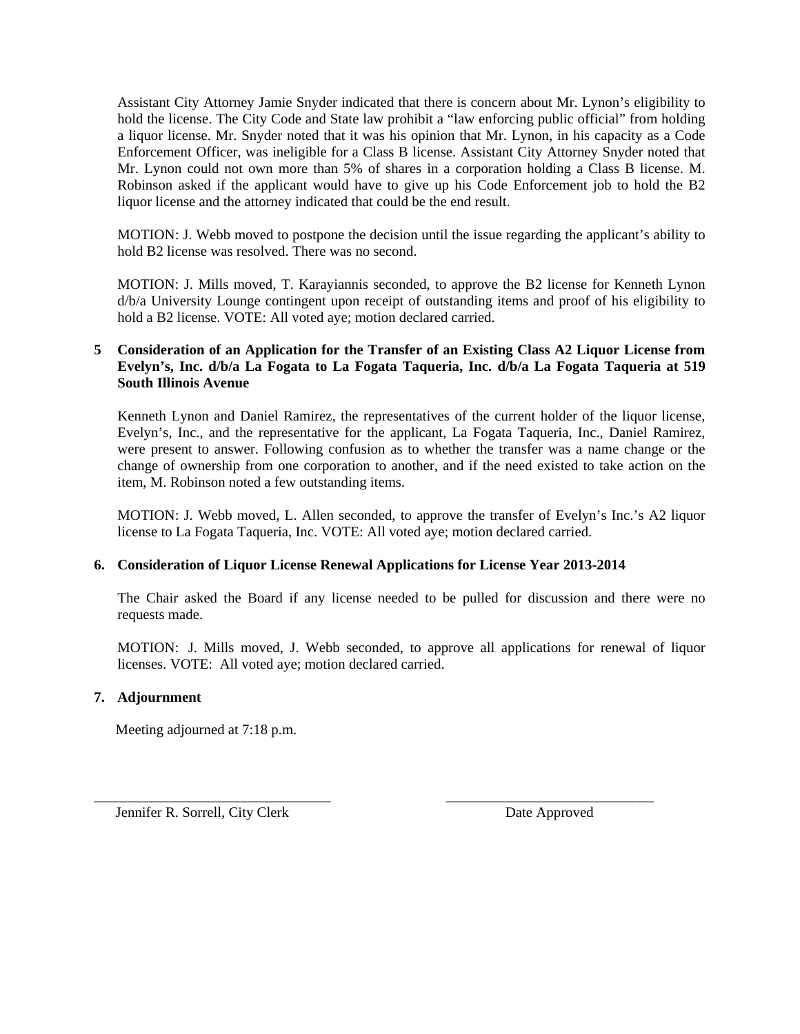Assistant City Attorney Jamie Snyder indicated that there is concern about Mr. Lynon's eligibility to hold the license. The City Code and State law prohibit a "law enforcing public official" from holding a liquor license. Mr. Snyder noted that it was his opinion that Mr. Lynon, in his capacity as a Code Enforcement Officer, was ineligible for a Class B license. Assistant City Attorney Snyder noted that Mr. Lynon could not own more than 5% of shares in a corporation holding a Class B license. M. Robinson asked if the applicant would have to give up his Code Enforcement job to hold the B2 liquor license and the attorney indicated that could be the end result.

MOTION: J. Webb moved to postpone the decision until the issue regarding the applicant's ability to hold B2 license was resolved. There was no second.

MOTION: J. Mills moved, T. Karayiannis seconded, to approve the B2 license for Kenneth Lynon d/b/a University Lounge contingent upon receipt of outstanding items and proof of his eligibility to hold a B2 license. VOTE: All voted aye; motion declared carried.

**5 Consideration of an Application for the Transfer of an Existing Class A2 Liquor License from Evelyn's, Inc. d/b/a La Fogata to La Fogata Taqueria, Inc. d/b/a La Fogata Taqueria at 519 South Illinois Avenue**

Kenneth Lynon and Daniel Ramirez, the representatives of the current holder of the liquor license, Evelyn's, Inc., and the representative for the applicant, La Fogata Taqueria, Inc., Daniel Ramirez, were present to answer. Following confusion as to whether the transfer was a name change or the change of ownership from one corporation to another, and if the need existed to take action on the item, M. Robinson noted a few outstanding items.

MOTION: J. Webb moved, L. Allen seconded, to approve the transfer of Evelyn's Inc.'s A2 liquor license to La Fogata Taqueria, Inc. VOTE: All voted aye; motion declared carried.

**6. Consideration of Liquor License Renewal Applications for License Year 2013-2014**

The Chair asked the Board if any license needed to be pulled for discussion and there were no requests made.

MOTION: J. Mills moved, J. Webb seconded, to approve all applications for renewal of liquor licenses. VOTE: All voted aye; motion declared carried.

**7. Adjournment**

Meeting adjourned at 7:18 p.m.

\_\_\_\_\_\_\_\_\_\_\_\_\_\_\_\_\_\_\_\_\_\_\_\_\_\_\_\_\_\_\_\_\_\_
Jennifer R. Sorrell, City Clerk

\_\_\_\_\_\_\_\_\_\_\_\_\_\_\_\_\_\_\_\_\_\_\_\_\_\_\_\_\_\_
Date Approved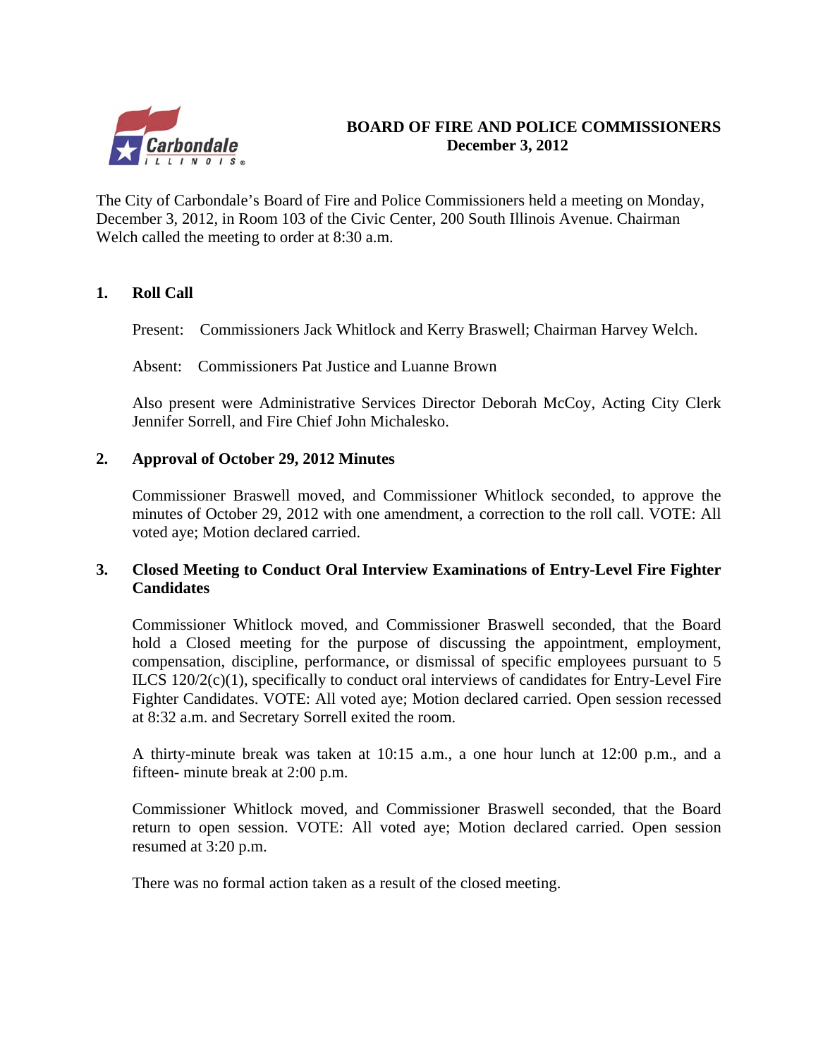# BOARD OF FIRE AND POLICE COMMISSIONERS
## December 3, 2012

The City of Carbondale's Board of Fire and Police Commissioners held a meeting on Monday, December 3, 2012, in Room 103 of the Civic Center, 200 South Illinois Avenue. Chairman Welch called the meeting to order at 8:30 a.m.

### 1. Roll Call

Present: Commissioners Jack Whitlock and Kerry Braswell; Chairman Harvey Welch.

Absent: Commissioners Pat Justice and Luanne Brown

Also present were Administrative Services Director Deborah McCoy, Acting City Clerk Jennifer Sorrell, and Fire Chief John Michalesko.

### 2. Approval of October 29, 2012 Minutes

Commissioner Braswell moved, and Commissioner Whitlock seconded, to approve the minutes of October 29, 2012 with one amendment, a correction to the roll call. VOTE: All voted aye; Motion declared carried.

### 3. Closed Meeting to Conduct Oral Interview Examinations of Entry-Level Fire Fighter Candidates

Commissioner Whitlock moved, and Commissioner Braswell seconded, that the Board hold a Closed meeting for the purpose of discussing the appointment, employment, compensation, discipline, performance, or dismissal of specific employees pursuant to 5 ILCS 120/2(c)(1), specifically to conduct oral interviews of candidates for Entry-Level Fire Fighter Candidates. VOTE: All voted aye; Motion declared carried. Open session recessed at 8:32 a.m. and Secretary Sorrell exited the room.

A thirty-minute break was taken at 10:15 a.m., a one hour lunch at 12:00 p.m., and a fifteen- minute break at 2:00 p.m.

Commissioner Whitlock moved, and Commissioner Braswell seconded, that the Board return to open session. VOTE: All voted aye; Motion declared carried. Open session resumed at 3:20 p.m.

There was no formal action taken as a result of the closed meeting.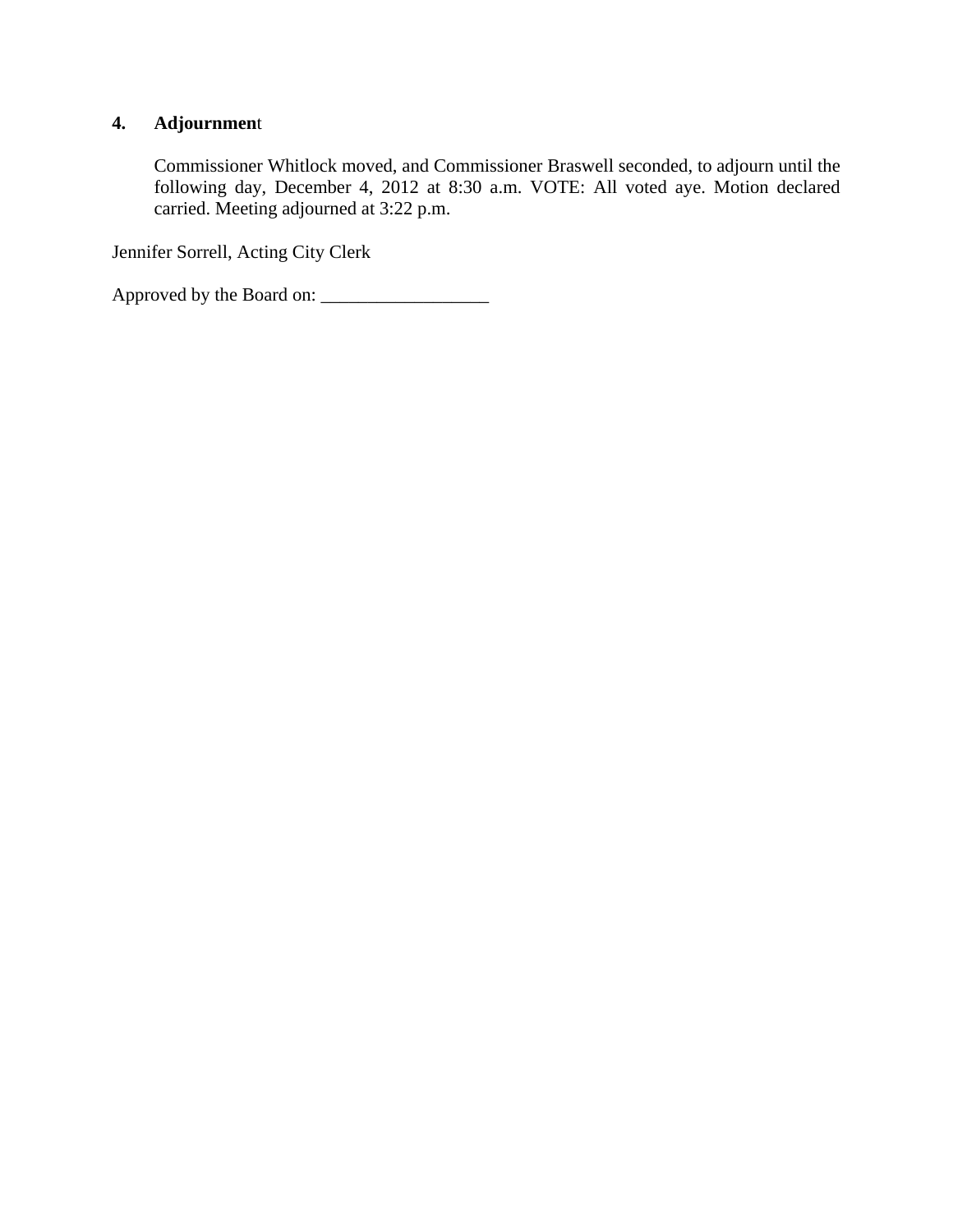**4. Adjournment**

Commissioner Whitlock moved, and Commissioner Braswell seconded, to adjourn until the following day, December 4, 2012 at 8:30 a.m. VOTE: All voted aye. Motion declared carried. Meeting adjourned at 3:22 p.m.

Jennifer Sorrell, Acting City Clerk

Approved by the Board on: __________________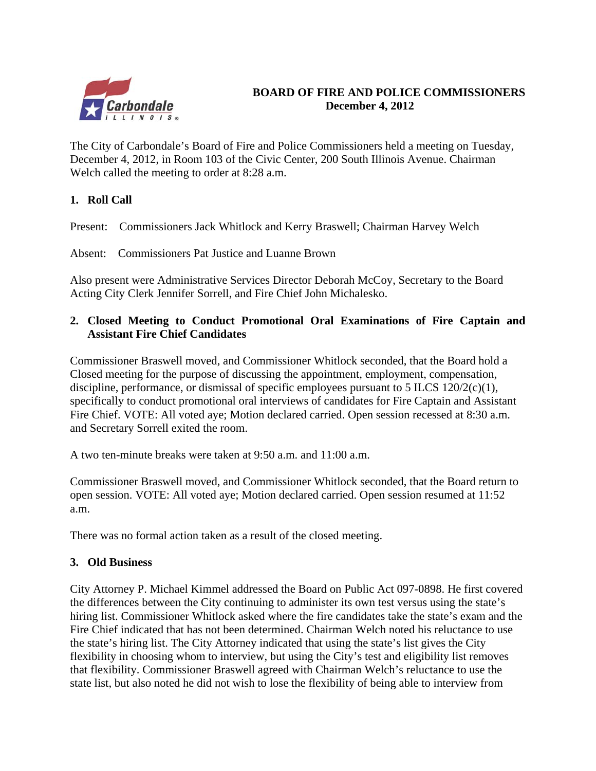# BOARD OF FIRE AND POLICE COMMISSIONERS
## December 4, 2012

The City of Carbondale's Board of Fire and Police Commissioners held a meeting on Tuesday, December 4, 2012, in Room 103 of the Civic Center, 200 South Illinois Avenue. Chairman Welch called the meeting to order at 8:28 a.m.

### 1. Roll Call

Present: Commissioners Jack Whitlock and Kerry Braswell; Chairman Harvey Welch

Absent: Commissioners Pat Justice and Luanne Brown

Also present were Administrative Services Director Deborah McCoy, Secretary to the Board Acting City Clerk Jennifer Sorrell, and Fire Chief John Michalesko.

### 2. Closed Meeting to Conduct Promotional Oral Examinations of Fire Captain and Assistant Fire Chief Candidates

Commissioner Braswell moved, and Commissioner Whitlock seconded, that the Board hold a Closed meeting for the purpose of discussing the appointment, employment, compensation, discipline, performance, or dismissal of specific employees pursuant to 5 ILCS 120/2(c)(1), specifically to conduct promotional oral interviews of candidates for Fire Captain and Assistant Fire Chief. VOTE: All voted aye; Motion declared carried. Open session recessed at 8:30 a.m. and Secretary Sorrell exited the room.

A two ten-minute breaks were taken at 9:50 a.m. and 11:00 a.m.

Commissioner Braswell moved, and Commissioner Whitlock seconded, that the Board return to open session. VOTE: All voted aye; Motion declared carried. Open session resumed at 11:52 a.m.

There was no formal action taken as a result of the closed meeting.

### 3. Old Business

City Attorney P. Michael Kimmel addressed the Board on Public Act 097-0898. He first covered the differences between the City continuing to administer its own test versus using the state's hiring list. Commissioner Whitlock asked where the fire candidates take the state's exam and the Fire Chief indicated that has not been determined. Chairman Welch noted his reluctance to use the state's hiring list. The City Attorney indicated that using the state's list gives the City flexibility in choosing whom to interview, but using the City's test and eligibility list removes that flexibility. Commissioner Braswell agreed with Chairman Welch's reluctance to use the state list, but also noted he did not wish to lose the flexibility of being able to interview from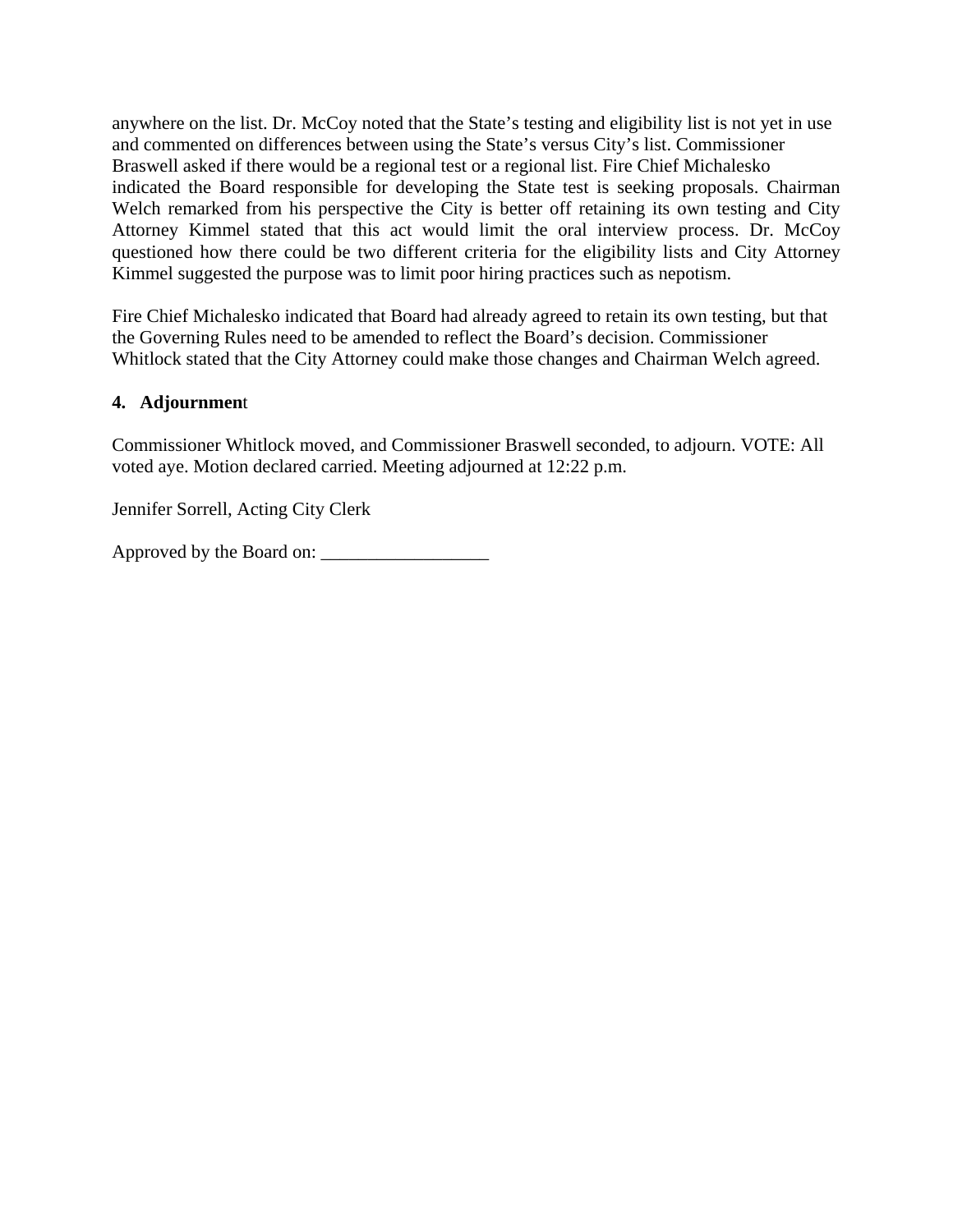anywhere on the list. Dr. McCoy noted that the State's testing and eligibility list is not yet in use and commented on differences between using the State's versus City's list. Commissioner Braswell asked if there would be a regional test or a regional list. Fire Chief Michalesko indicated the Board responsible for developing the State test is seeking proposals. Chairman Welch remarked from his perspective the City is better off retaining its own testing and City Attorney Kimmel stated that this act would limit the oral interview process. Dr. McCoy questioned how there could be two different criteria for the eligibility lists and City Attorney Kimmel suggested the purpose was to limit poor hiring practices such as nepotism.

Fire Chief Michalesko indicated that Board had already agreed to retain its own testing, but that the Governing Rules need to be amended to reflect the Board's decision. Commissioner Whitlock stated that the City Attorney could make those changes and Chairman Welch agreed.

**4. Adjournment**

Commissioner Whitlock moved, and Commissioner Braswell seconded, to adjourn. VOTE: All voted aye. Motion declared carried. Meeting adjourned at 12:22 p.m.

Jennifer Sorrell, Acting City Clerk

Approved by the Board on: __________________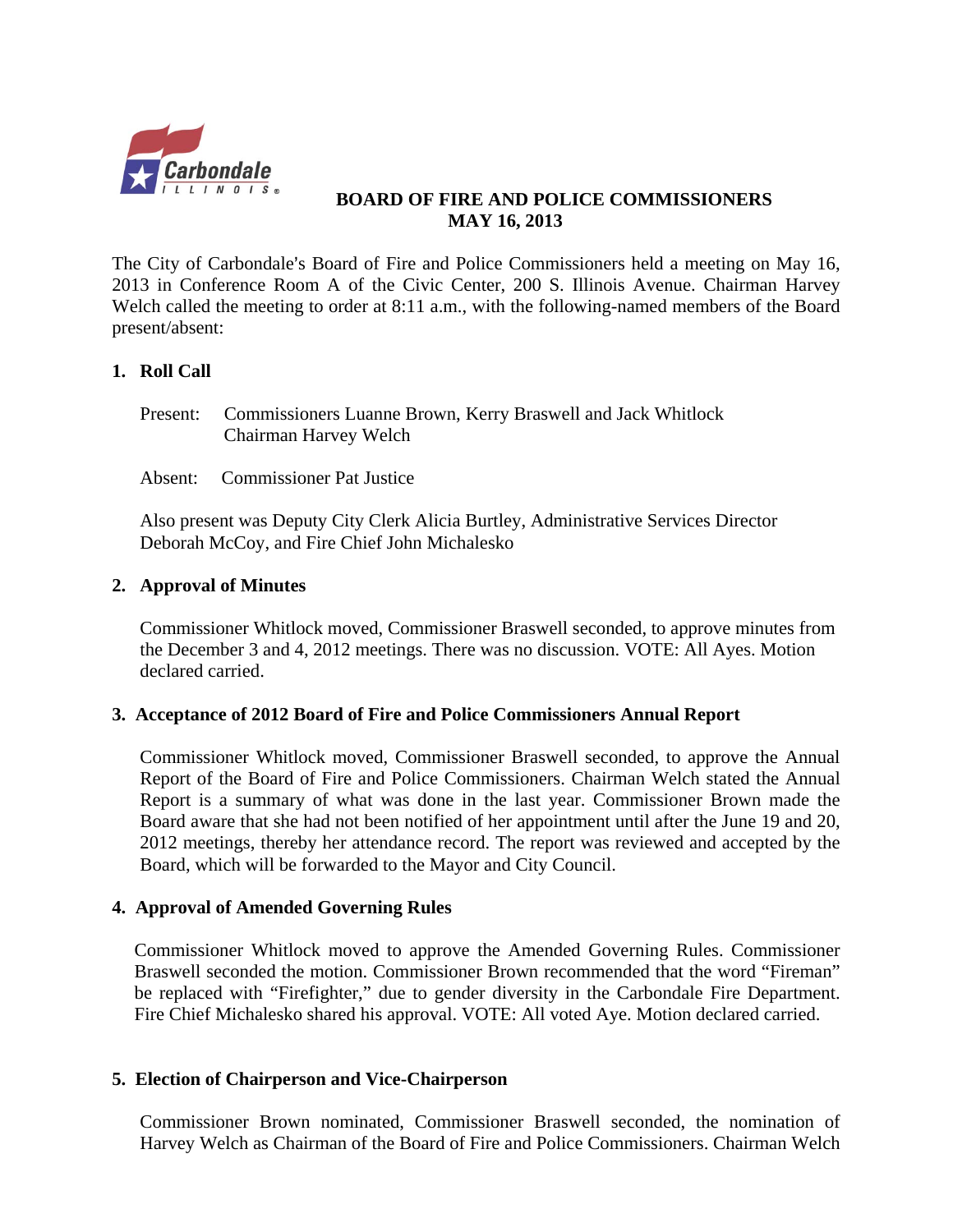# BOARD OF FIRE AND POLICE COMMISSIONERS
## MAY 16, 2013

The City of Carbondale's Board of Fire and Police Commissioners held a meeting on May 16, 2013 in Conference Room A of the Civic Center, 200 S. Illinois Avenue. Chairman Harvey Welch called the meeting to order at 8:11 a.m., with the following-named members of the Board present/absent:

### 1. Roll Call

Present: Commissioners Luanne Brown, Kerry Braswell and Jack Whitlock
Chairman Harvey Welch

Absent: Commissioner Pat Justice

Also present was Deputy City Clerk Alicia Burtley, Administrative Services Director Deborah McCoy, and Fire Chief John Michalesko

### 2. Approval of Minutes

Commissioner Whitlock moved, Commissioner Braswell seconded, to approve minutes from the December 3 and 4, 2012 meetings. There was no discussion. VOTE: All Ayes. Motion declared carried.

### 3. Acceptance of 2012 Board of Fire and Police Commissioners Annual Report

Commissioner Whitlock moved, Commissioner Braswell seconded, to approve the Annual Report of the Board of Fire and Police Commissioners. Chairman Welch stated the Annual Report is a summary of what was done in the last year. Commissioner Brown made the Board aware that she had not been notified of her appointment until after the June 19 and 20, 2012 meetings, thereby her attendance record. The report was reviewed and accepted by the Board, which will be forwarded to the Mayor and City Council.

### 4. Approval of Amended Governing Rules

Commissioner Whitlock moved to approve the Amended Governing Rules. Commissioner Braswell seconded the motion. Commissioner Brown recommended that the word "Fireman" be replaced with "Firefighter," due to gender diversity in the Carbondale Fire Department. Fire Chief Michalesko shared his approval. VOTE: All voted Aye. Motion declared carried.

### 5. Election of Chairperson and Vice-Chairperson

Commissioner Brown nominated, Commissioner Braswell seconded, the nomination of Harvey Welch as Chairman of the Board of Fire and Police Commissioners. Chairman Welch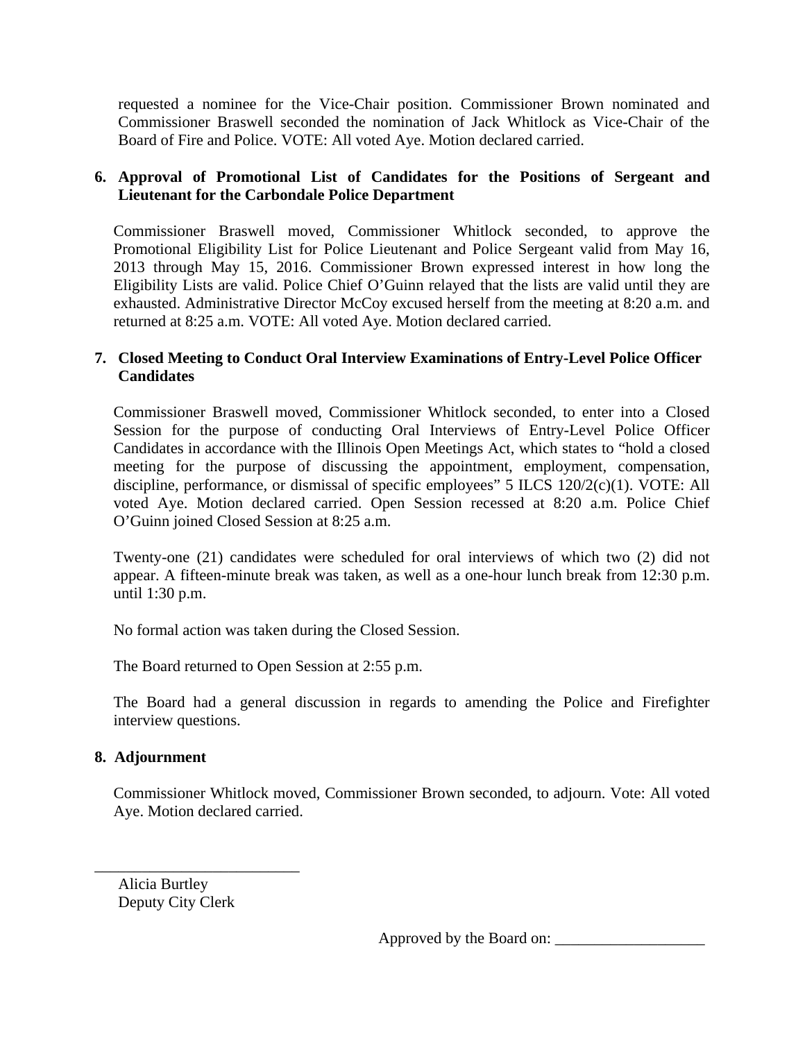requested a nominee for the Vice-Chair position. Commissioner Brown nominated and Commissioner Braswell seconded the nomination of Jack Whitlock as Vice-Chair of the Board of Fire and Police. VOTE: All voted Aye. Motion declared carried.

**6. Approval of Promotional List of Candidates for the Positions of Sergeant and Lieutenant for the Carbondale Police Department**

Commissioner Braswell moved, Commissioner Whitlock seconded, to approve the Promotional Eligibility List for Police Lieutenant and Police Sergeant valid from May 16, 2013 through May 15, 2016. Commissioner Brown expressed interest in how long the Eligibility Lists are valid. Police Chief O'Guinn relayed that the lists are valid until they are exhausted. Administrative Director McCoy excused herself from the meeting at 8:20 a.m. and returned at 8:25 a.m. VOTE: All voted Aye. Motion declared carried.

**7. Closed Meeting to Conduct Oral Interview Examinations of Entry-Level Police Officer Candidates**

Commissioner Braswell moved, Commissioner Whitlock seconded, to enter into a Closed Session for the purpose of conducting Oral Interviews of Entry-Level Police Officer Candidates in accordance with the Illinois Open Meetings Act, which states to "hold a closed meeting for the purpose of discussing the appointment, employment, compensation, discipline, performance, or dismissal of specific employees" 5 ILCS 120/2(c)(1). VOTE: All voted Aye. Motion declared carried. Open Session recessed at 8:20 a.m. Police Chief O'Guinn joined Closed Session at 8:25 a.m.

Twenty-one (21) candidates were scheduled for oral interviews of which two (2) did not appear. A fifteen-minute break was taken, as well as a one-hour lunch break from 12:30 p.m. until 1:30 p.m.

No formal action was taken during the Closed Session.

The Board returned to Open Session at 2:55 p.m.

The Board had a general discussion in regards to amending the Police and Firefighter interview questions.

**8. Adjournment**

Commissioner Whitlock moved, Commissioner Brown seconded, to adjourn. Vote: All voted Aye. Motion declared carried.

___________________________

Alicia Burtley
Deputy City Clerk

Approved by the Board on: ___________________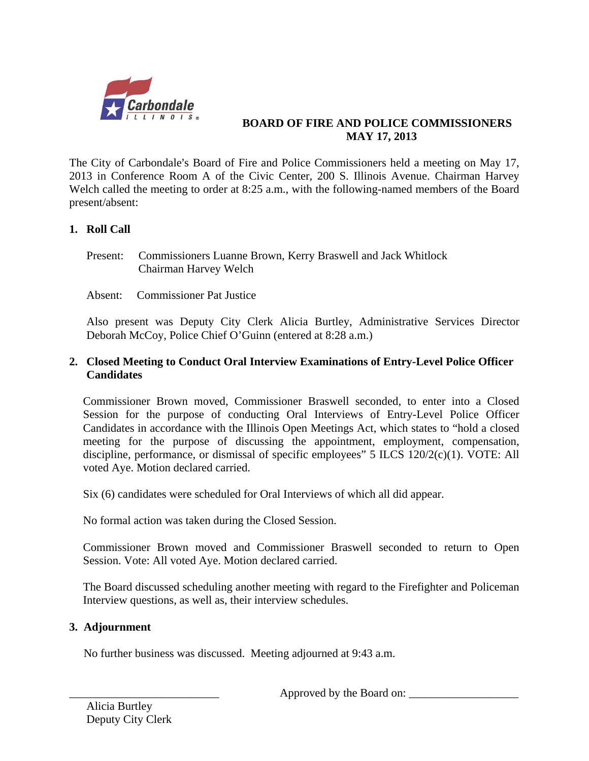**BOARD OF FIRE AND POLICE COMMISSIONERS**
**MAY 17, 2013**

The City of Carbondale's Board of Fire and Police Commissioners held a meeting on May 17, 2013 in Conference Room A of the Civic Center, 200 S. Illinois Avenue. Chairman Harvey Welch called the meeting to order at 8:25 a.m., with the following-named members of the Board present/absent:

## 1. Roll Call

Present: Commissioners Luanne Brown, Kerry Braswell and Jack Whitlock
Chairman Harvey Welch

Absent: Commissioner Pat Justice

Also present was Deputy City Clerk Alicia Burtley, Administrative Services Director Deborah McCoy, Police Chief O'Guinn (entered at 8:28 a.m.)

## 2. Closed Meeting to Conduct Oral Interview Examinations of Entry-Level Police Officer Candidates

Commissioner Brown moved, Commissioner Braswell seconded, to enter into a Closed Session for the purpose of conducting Oral Interviews of Entry-Level Police Officer Candidates in accordance with the Illinois Open Meetings Act, which states to "hold a closed meeting for the purpose of discussing the appointment, employment, compensation, discipline, performance, or dismissal of specific employees" 5 ILCS 120/2(c)(1). VOTE: All voted Aye. Motion declared carried.

Six (6) candidates were scheduled for Oral Interviews of which all did appear.

No formal action was taken during the Closed Session.

Commissioner Brown moved and Commissioner Braswell seconded to return to Open Session. Vote: All voted Aye. Motion declared carried.

The Board discussed scheduling another meeting with regard to the Firefighter and Policeman Interview questions, as well as, their interview schedules.

## 3. Adjournment

No further business was discussed. Meeting adjourned at 9:43 a.m.

___________________________ Approved by the Board on: ___________________

Alicia Burtley
Deputy City Clerk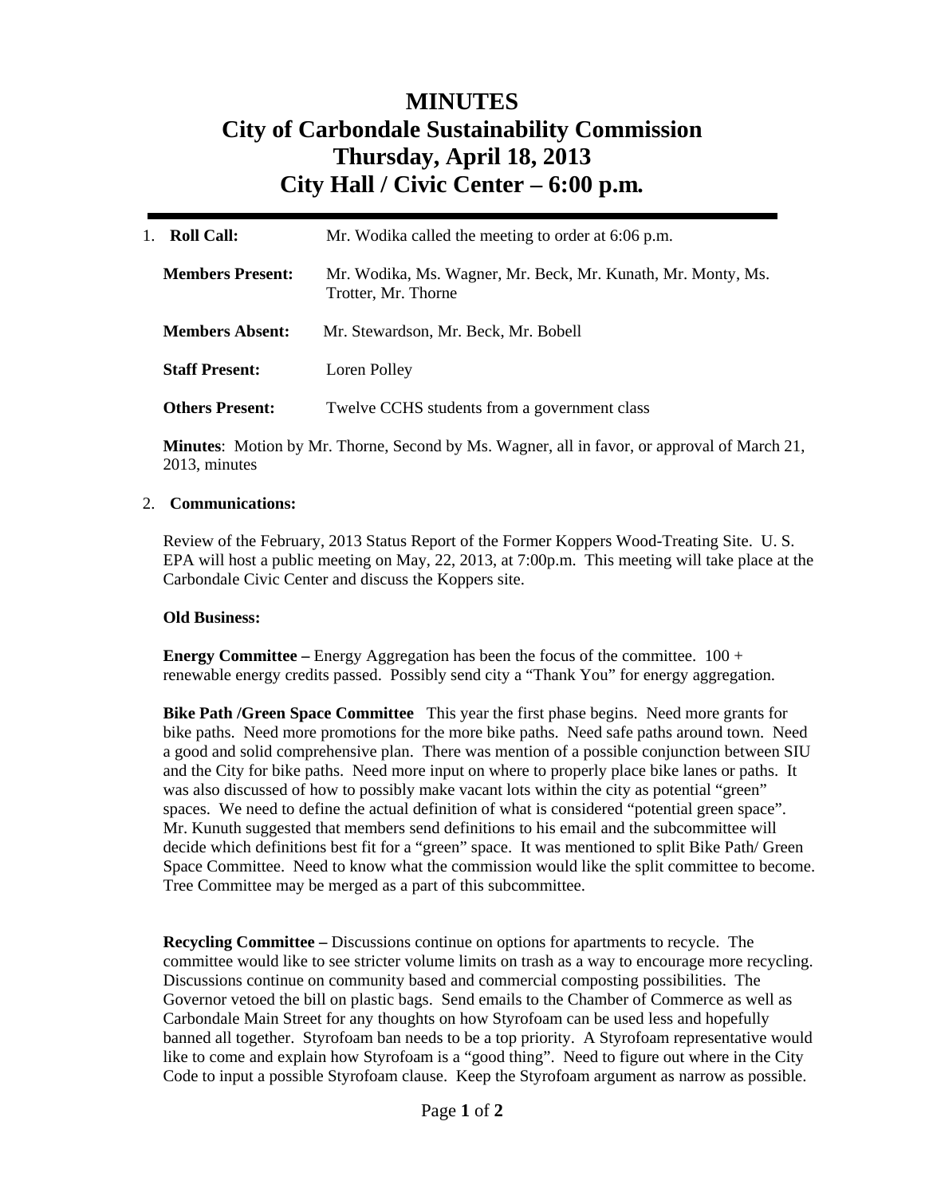# MINUTES
# City of Carbondale Sustainability Commission
# Thursday, April 18, 2013
# City Hall / Civic Center – 6:00 p.m.

---

1. **Roll Call:** Mr. Wodika called the meeting to order at 6:06 p.m.

   **Members Present:** Mr. Wodika, Ms. Wagner, Mr. Beck, Mr. Kunath, Mr. Monty, Ms. Trotter, Mr. Thorne

   **Members Absent:** Mr. Stewardson, Mr. Beck, Mr. Bobell

   **Staff Present:** Loren Polley

   **Others Present:** Twelve CCHS students from a government class

   **Minutes**: Motion by Mr. Thorne, Second by Ms. Wagner, all in favor, or approval of March 21, 2013, minutes

2. **Communications:**

   Review of the February, 2013 Status Report of the Former Koppers Wood-Treating Site. U. S. EPA will host a public meeting on May, 22, 2013, at 7:00p.m. This meeting will take place at the Carbondale Civic Center and discuss the Koppers site.

   **Old Business:**

   **Energy Committee –** Energy Aggregation has been the focus of the committee. 100 + renewable energy credits passed. Possibly send city a "Thank You" for energy aggregation.

   **Bike Path /Green Space Committee** This year the first phase begins. Need more grants for bike paths. Need more promotions for the more bike paths. Need safe paths around town. Need a good and solid comprehensive plan. There was mention of a possible conjunction between SIU and the City for bike paths. Need more input on where to properly place bike lanes or paths. It was also discussed of how to possibly make vacant lots within the city as potential "green" spaces. We need to define the actual definition of what is considered "potential green space". Mr. Kunuth suggested that members send definitions to his email and the subcommittee will decide which definitions best fit for a "green" space. It was mentioned to split Bike Path/ Green Space Committee. Need to know what the commission would like the split committee to become. Tree Committee may be merged as a part of this subcommittee.

   **Recycling Committee –** Discussions continue on options for apartments to recycle. The committee would like to see stricter volume limits on trash as a way to encourage more recycling. Discussions continue on community based and commercial composting possibilities. The Governor vetoed the bill on plastic bags. Send emails to the Chamber of Commerce as well as Carbondale Main Street for any thoughts on how Styrofoam can be used less and hopefully banned all together. Styrofoam ban needs to be a top priority. A Styrofoam representative would like to come and explain how Styrofoam is a "good thing". Need to figure out where in the City Code to input a possible Styrofoam clause. Keep the Styrofoam argument as narrow as possible.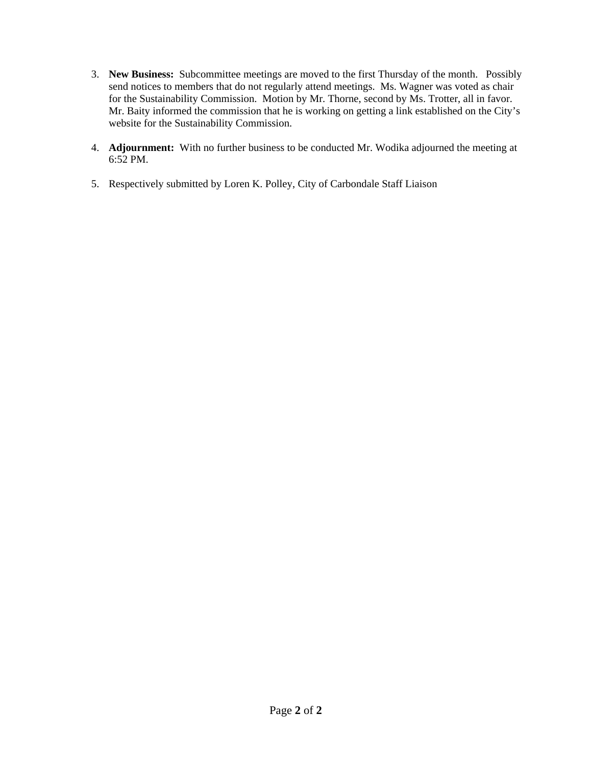3. **New Business:** Subcommittee meetings are moved to the first Thursday of the month. Possibly send notices to members that do not regularly attend meetings. Ms. Wagner was voted as chair for the Sustainability Commission. Motion by Mr. Thorne, second by Ms. Trotter, all in favor. Mr. Baity informed the commission that he is working on getting a link established on the City's website for the Sustainability Commission.

4. **Adjournment:** With no further business to be conducted Mr. Wodika adjourned the meeting at 6:52 PM.

5. Respectively submitted by Loren K. Polley, City of Carbondale Staff Liaison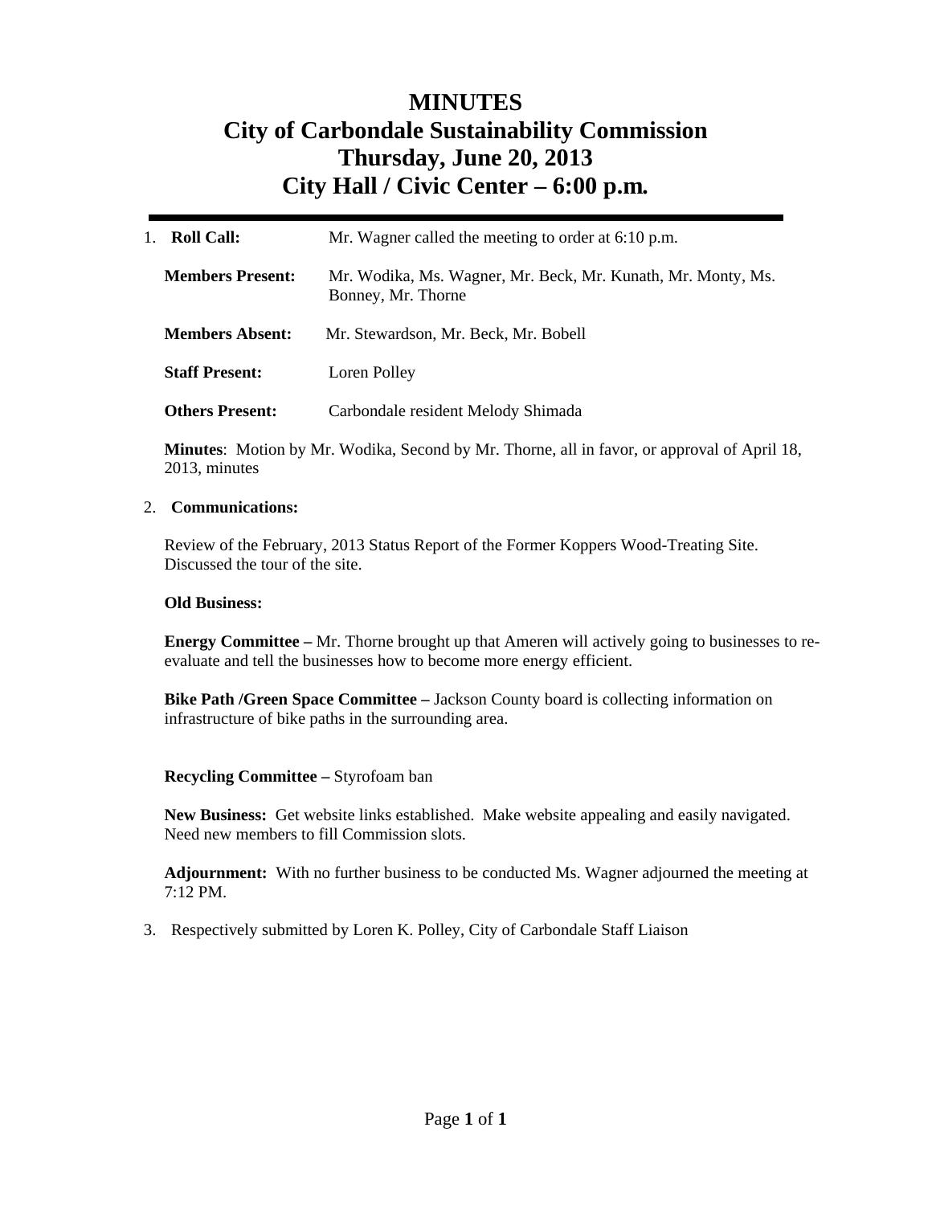# MINUTES
# City of Carbondale Sustainability Commission
# Thursday, June 20, 2013
# City Hall / Civic Center – 6:00 p.m.

---

1. **Roll Call:** Mr. Wagner called the meeting to order at 6:10 p.m.

   **Members Present:** Mr. Wodika, Ms. Wagner, Mr. Beck, Mr. Kunath, Mr. Monty, Ms. Bonney, Mr. Thorne

   **Members Absent:** Mr. Stewardson, Mr. Beck, Mr. Bobell

   **Staff Present:** Loren Polley

   **Others Present:** Carbondale resident Melody Shimada

   **Minutes**: Motion by Mr. Wodika, Second by Mr. Thorne, all in favor, or approval of April 18, 2013, minutes

2. **Communications:**

   Review of the February, 2013 Status Report of the Former Koppers Wood-Treating Site. Discussed the tour of the site.

   **Old Business:**

   **Energy Committee –** Mr. Thorne brought up that Ameren will actively going to businesses to re-evaluate and tell the businesses how to become more energy efficient.

   **Bike Path /Green Space Committee –** Jackson County board is collecting information on infrastructure of bike paths in the surrounding area.

   **Recycling Committee –** Styrofoam ban

   **New Business:** Get website links established. Make website appealing and easily navigated. Need new members to fill Commission slots.

   **Adjournment:** With no further business to be conducted Ms. Wagner adjourned the meeting at 7:12 PM.

3. Respectively submitted by Loren K. Polley, City of Carbondale Staff Liaison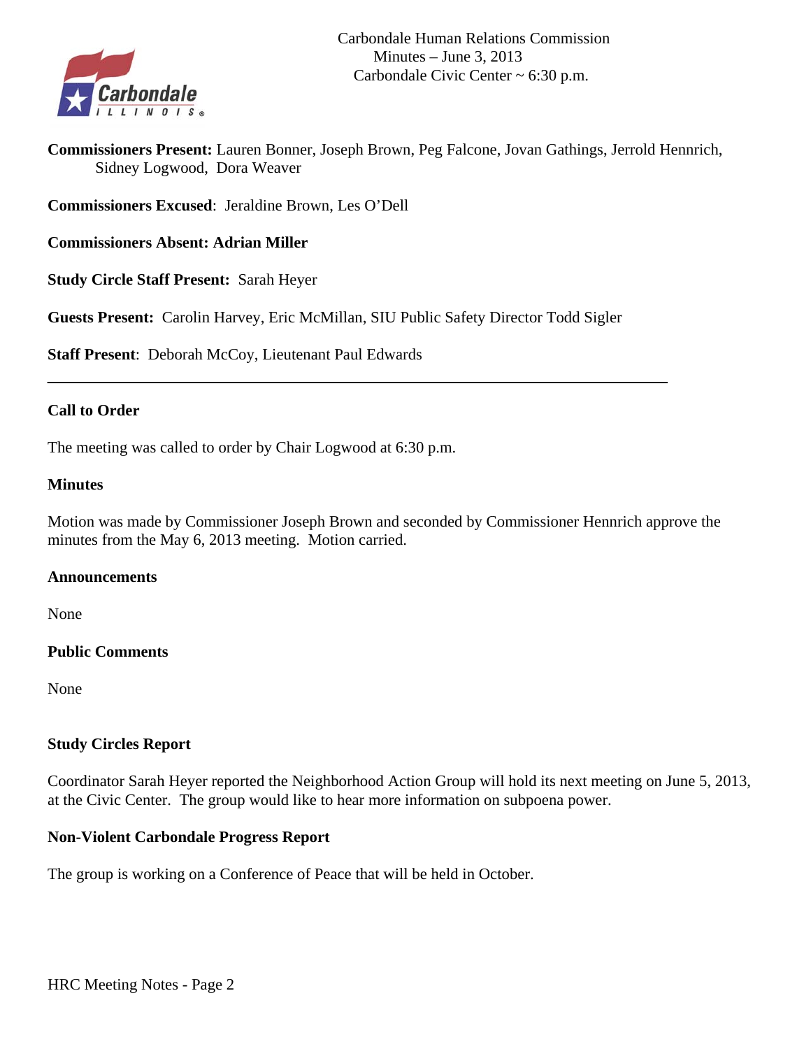Carbondale Human Relations Commission
Minutes – June 3, 2013
Carbondale Civic Center ~ 6:30 p.m.

**Commissioners Present:** Lauren Bonner, Joseph Brown, Peg Falcone, Jovan Gathings, Jerrold Hennrich, Sidney Logwood, Dora Weaver

**Commissioners Excused**: Jeraldine Brown, Les O'Dell

**Commissioners Absent: Adrian Miller**

**Study Circle Staff Present:** Sarah Heyer

**Guests Present:** Carolin Harvey, Eric McMillan, SIU Public Safety Director Todd Sigler

**Staff Present**: Deborah McCoy, Lieutenant Paul Edwards

---

**Call to Order**

The meeting was called to order by Chair Logwood at 6:30 p.m.

**Minutes**

Motion was made by Commissioner Joseph Brown and seconded by Commissioner Hennrich approve the minutes from the May 6, 2013 meeting. Motion carried.

**Announcements**

None

**Public Comments**

None

**Study Circles Report**

Coordinator Sarah Heyer reported the Neighborhood Action Group will hold its next meeting on June 5, 2013, at the Civic Center. The group would like to hear more information on subpoena power.

**Non-Violent Carbondale Progress Report**

The group is working on a Conference of Peace that will be held in October.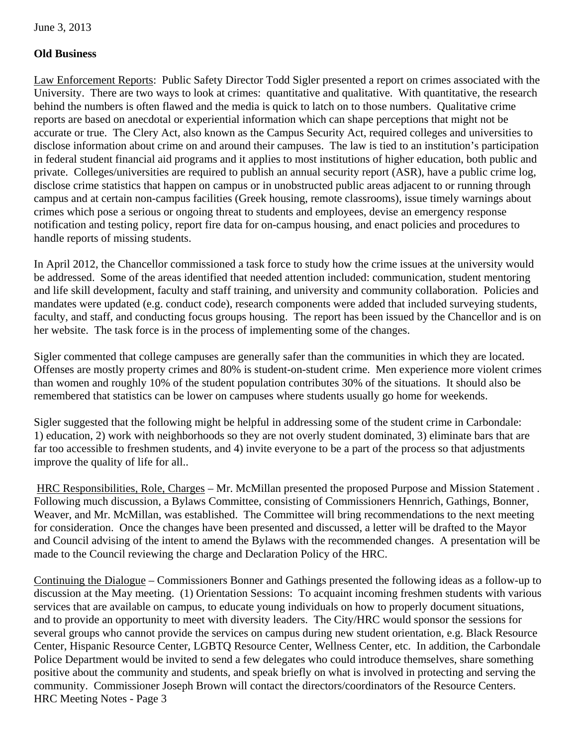June 3, 2013

**Old Business**

Law Enforcement Reports: Public Safety Director Todd Sigler presented a report on crimes associated with the University. There are two ways to look at crimes: quantitative and qualitative. With quantitative, the research behind the numbers is often flawed and the media is quick to latch on to those numbers. Qualitative crime reports are based on anecdotal or experiential information which can shape perceptions that might not be accurate or true. The Clery Act, also known as the Campus Security Act, required colleges and universities to disclose information about crime on and around their campuses. The law is tied to an institution's participation in federal student financial aid programs and it applies to most institutions of higher education, both public and private. Colleges/universities are required to publish an annual security report (ASR), have a public crime log, disclose crime statistics that happen on campus or in unobstructed public areas adjacent to or running through campus and at certain non-campus facilities (Greek housing, remote classrooms), issue timely warnings about crimes which pose a serious or ongoing threat to students and employees, devise an emergency response notification and testing policy, report fire data for on-campus housing, and enact policies and procedures to handle reports of missing students.

In April 2012, the Chancellor commissioned a task force to study how the crime issues at the university would be addressed. Some of the areas identified that needed attention included: communication, student mentoring and life skill development, faculty and staff training, and university and community collaboration. Policies and mandates were updated (e.g. conduct code), research components were added that included surveying students, faculty, and staff, and conducting focus groups housing. The report has been issued by the Chancellor and is on her website. The task force is in the process of implementing some of the changes.

Sigler commented that college campuses are generally safer than the communities in which they are located. Offenses are mostly property crimes and 80% is student-on-student crime. Men experience more violent crimes than women and roughly 10% of the student population contributes 30% of the situations. It should also be remembered that statistics can be lower on campuses where students usually go home for weekends.

Sigler suggested that the following might be helpful in addressing some of the student crime in Carbondale: 1) education, 2) work with neighborhoods so they are not overly student dominated, 3) eliminate bars that are far too accessible to freshmen students, and 4) invite everyone to be a part of the process so that adjustments improve the quality of life for all..

HRC Responsibilities, Role, Charges – Mr. McMillan presented the proposed Purpose and Mission Statement . Following much discussion, a Bylaws Committee, consisting of Commissioners Hennrich, Gathings, Bonner, Weaver, and Mr. McMillan, was established. The Committee will bring recommendations to the next meeting for consideration. Once the changes have been presented and discussed, a letter will be drafted to the Mayor and Council advising of the intent to amend the Bylaws with the recommended changes. A presentation will be made to the Council reviewing the charge and Declaration Policy of the HRC.

Continuing the Dialogue – Commissioners Bonner and Gathings presented the following ideas as a follow-up to discussion at the May meeting. (1) Orientation Sessions: To acquaint incoming freshmen students with various services that are available on campus, to educate young individuals on how to properly document situations, and to provide an opportunity to meet with diversity leaders. The City/HRC would sponsor the sessions for several groups who cannot provide the services on campus during new student orientation, e.g. Black Resource Center, Hispanic Resource Center, LGBTQ Resource Center, Wellness Center, etc. In addition, the Carbondale Police Department would be invited to send a few delegates who could introduce themselves, share something positive about the community and students, and speak briefly on what is involved in protecting and serving the community. Commissioner Joseph Brown will contact the directors/coordinators of the Resource Centers.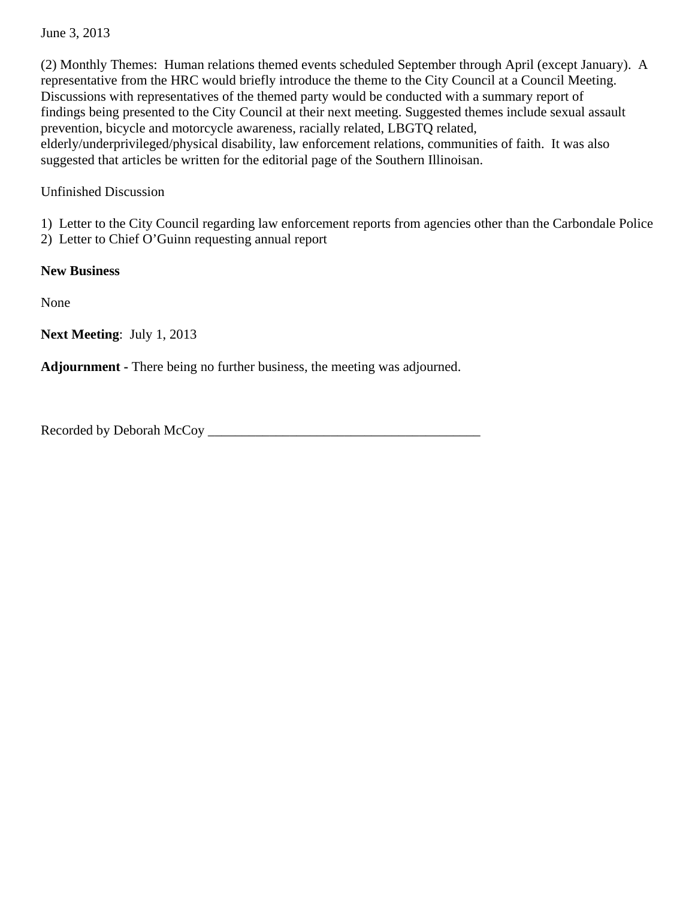(2) Monthly Themes: Human relations themed events scheduled September through April (except January). A representative from the HRC would briefly introduce the theme to the City Council at a Council Meeting. Discussions with representatives of the themed party would be conducted with a summary report of findings being presented to the City Council at their next meeting. Suggested themes include sexual assault prevention, bicycle and motorcycle awareness, racially related, LBGTQ related, elderly/underprivileged/physical disability, law enforcement relations, communities of faith. It was also suggested that articles be written for the editorial page of the Southern Illinoisan.

Unfinished Discussion

1) Letter to the City Council regarding law enforcement reports from agencies other than the Carbondale Police
2) Letter to Chief O'Guinn requesting annual report

**New Business**

None

**Next Meeting**: July 1, 2013

**Adjournment -** There being no further business, the meeting was adjourned.

Recorded by Deborah McCoy ________________________________________